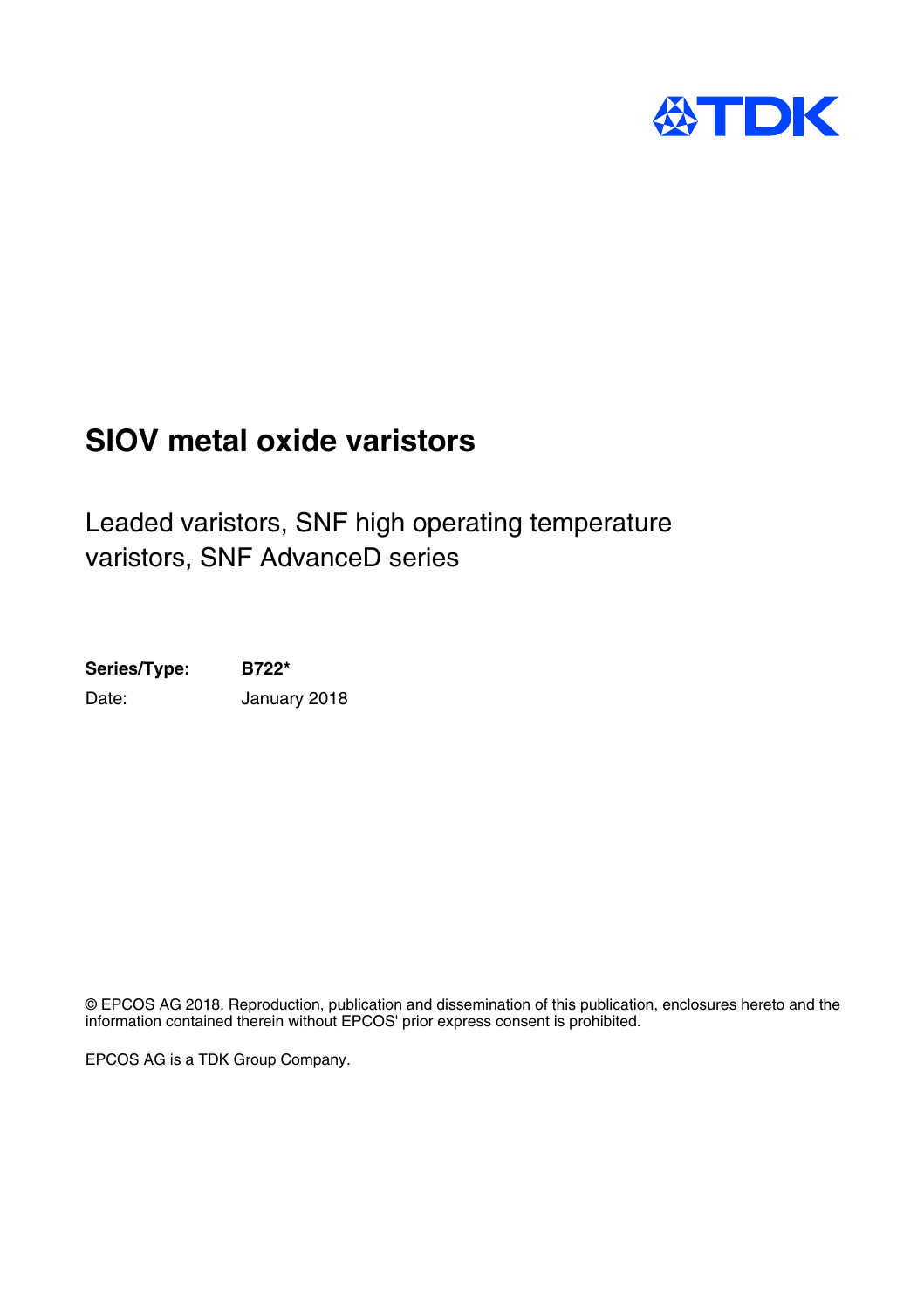TDK

# SIOV metal oxide varistors

## Leaded varistors, SNF high operating temperature varistors, SNF AdvanceD series

**Series/Type:** **B722***

Date: January 2018

© EPCOS AG 2018. Reproduction, publication and dissemination of this publication, enclosures hereto and the information contained therein without EPCOS' prior express consent is prohibited.

EPCOS AG is a TDK Group Company.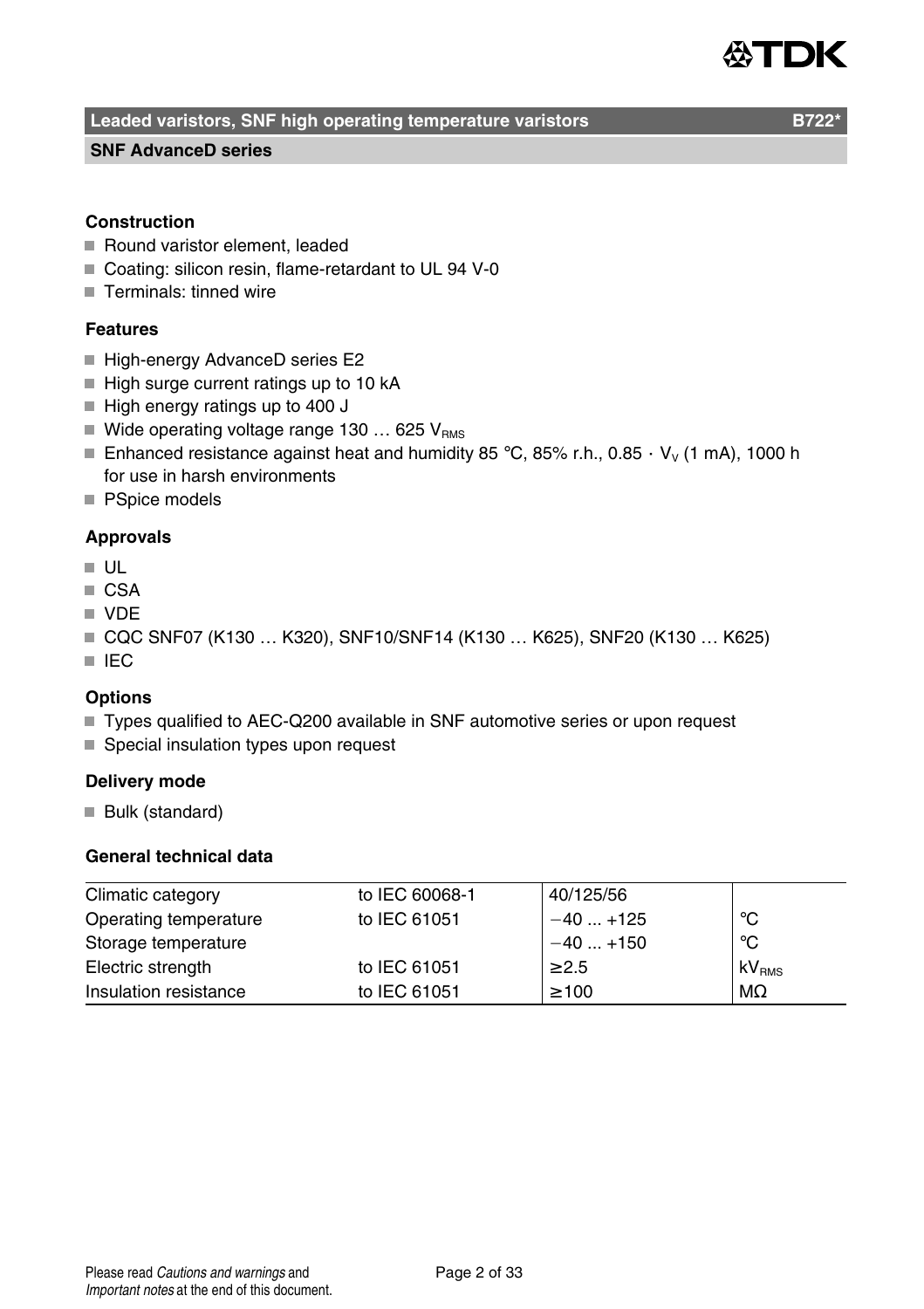## Leaded varistors, SNF high operating temperature varistors B722*

### SNF AdvanceD series

**Construction**

- Round varistor element, leaded
- Coating: silicon resin, flame-retardant to UL 94 V-0
- Terminals: tinned wire

**Features**

- High-energy AdvanceD series E2
- High surge current ratings up to 10 kA
- High energy ratings up to 400 J
- Wide operating voltage range 130 … 625 $V_{RMS}$
- Enhanced resistance against heat and humidity 85 °C, 85% r.h., 0.85 · $V_V$ (1 mA), 1000 h for use in harsh environments
- PSpice models

**Approvals**

- UL
- CSA
- VDE
- CQC SNF07 (K130 … K320), SNF10/SNF14 (K130 … K625), SNF20 (K130 … K625)
- IEC

**Options**

- Types qualified to AEC-Q200 available in SNF automotive series or upon request
- Special insulation types upon request

**Delivery mode**

- Bulk (standard)

**General technical data**

| | | | |
|---|---|---|---|
| Climatic category | to IEC 60068-1 | 40/125/56 | |
| Operating temperature | to IEC 61051 | −40 ... +125 | °C |
| Storage temperature | | −40 ... +150 | °C |
| Electric strength | to IEC 61051 | ≥2.5 | $kV_{RMS}$ |
| Insulation resistance | to IEC 61051 | ≥100 | MΩ |

Please read *Cautions and warnings* and *Important notes* at the end of this document.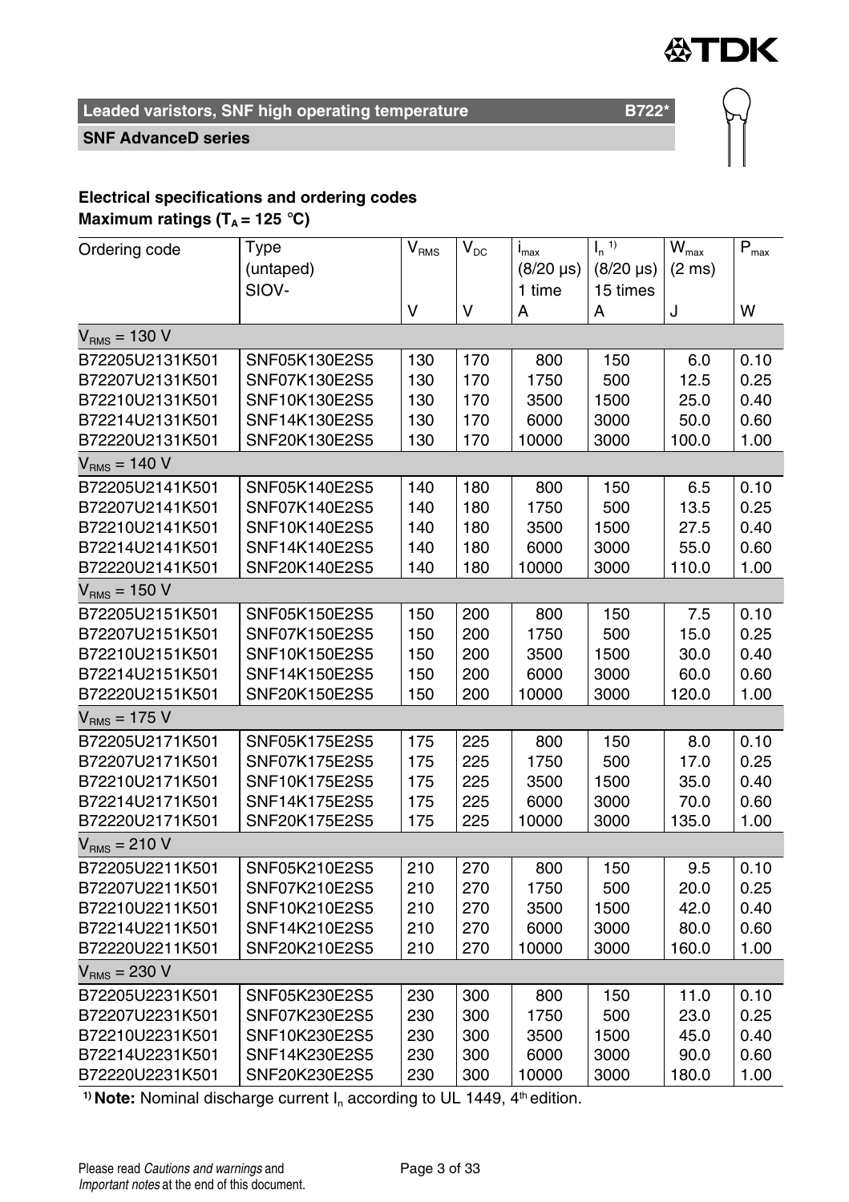## Leaded varistors, SNF high operating temperature B722*

### SNF AdvanceD series

**Electrical specifications and ordering codes**
**Maximum ratings ($T_A$ = 125 °C)**

| Ordering code | Type (untaped) SIOV- | $V_{RMS}$ | $V_{DC}$ | $i_{max}$ (8/20 µs) 1 time | $I_n$ [1] (8/20 µs) 15 times | $W_{max}$ (2 ms) | $P_{max}$ |
|---|---|---|---|---|---|---|---|
| | | V | V | A | A | J | W |
| $V_{RMS}$ = 130 V | | | | | | | |
| B72205U2131K501 | SNF05K130E2S5 | 130 | 170 | 800 | 150 | 6.0 | 0.10 |
| B72207U2131K501 | SNF07K130E2S5 | 130 | 170 | 1750 | 500 | 12.5 | 0.25 |
| B72210U2131K501 | SNF10K130E2S5 | 130 | 170 | 3500 | 1500 | 25.0 | 0.40 |
| B72214U2131K501 | SNF14K130E2S5 | 130 | 170 | 6000 | 3000 | 50.0 | 0.60 |
| B72220U2131K501 | SNF20K130E2S5 | 130 | 170 | 10000 | 3000 | 100.0 | 1.00 |
| $V_{RMS}$ = 140 V | | | | | | | |
| B72205U2141K501 | SNF05K140E2S5 | 140 | 180 | 800 | 150 | 6.5 | 0.10 |
| B72207U2141K501 | SNF07K140E2S5 | 140 | 180 | 1750 | 500 | 13.5 | 0.25 |
| B72210U2141K501 | SNF10K140E2S5 | 140 | 180 | 3500 | 1500 | 27.5 | 0.40 |
| B72214U2141K501 | SNF14K140E2S5 | 140 | 180 | 6000 | 3000 | 55.0 | 0.60 |
| B72220U2141K501 | SNF20K140E2S5 | 140 | 180 | 10000 | 3000 | 110.0 | 1.00 |
| $V_{RMS}$ = 150 V | | | | | | | |
| B72205U2151K501 | SNF05K150E2S5 | 150 | 200 | 800 | 150 | 7.5 | 0.10 |
| B72207U2151K501 | SNF07K150E2S5 | 150 | 200 | 1750 | 500 | 15.0 | 0.25 |
| B72210U2151K501 | SNF10K150E2S5 | 150 | 200 | 3500 | 1500 | 30.0 | 0.40 |
| B72214U2151K501 | SNF14K150E2S5 | 150 | 200 | 6000 | 3000 | 60.0 | 0.60 |
| B72220U2151K501 | SNF20K150E2S5 | 150 | 200 | 10000 | 3000 | 120.0 | 1.00 |
| $V_{RMS}$ = 175 V | | | | | | | |
| B72205U2171K501 | SNF05K175E2S5 | 175 | 225 | 800 | 150 | 8.0 | 0.10 |
| B72207U2171K501 | SNF07K175E2S5 | 175 | 225 | 1750 | 500 | 17.0 | 0.25 |
| B72210U2171K501 | SNF10K175E2S5 | 175 | 225 | 3500 | 1500 | 35.0 | 0.40 |
| B72214U2171K501 | SNF14K175E2S5 | 175 | 225 | 6000 | 3000 | 70.0 | 0.60 |
| B72220U2171K501 | SNF20K175E2S5 | 175 | 225 | 10000 | 3000 | 135.0 | 1.00 |
| $V_{RMS}$ = 210 V | | | | | | | |
| B72205U2211K501 | SNF05K210E2S5 | 210 | 270 | 800 | 150 | 9.5 | 0.10 |
| B72207U2211K501 | SNF07K210E2S5 | 210 | 270 | 1750 | 500 | 20.0 | 0.25 |
| B72210U2211K501 | SNF10K210E2S5 | 210 | 270 | 3500 | 1500 | 42.0 | 0.40 |
| B72214U2211K501 | SNF14K210E2S5 | 210 | 270 | 6000 | 3000 | 80.0 | 0.60 |
| B72220U2211K501 | SNF20K210E2S5 | 210 | 270 | 10000 | 3000 | 160.0 | 1.00 |
| $V_{RMS}$ = 230 V | | | | | | | |
| B72205U2231K501 | SNF05K230E2S5 | 230 | 300 | 800 | 150 | 11.0 | 0.10 |
| B72207U2231K501 | SNF07K230E2S5 | 230 | 300 | 1750 | 500 | 23.0 | 0.25 |
| B72210U2231K501 | SNF10K230E2S5 | 230 | 300 | 3500 | 1500 | 45.0 | 0.40 |
| B72214U2231K501 | SNF14K230E2S5 | 230 | 300 | 6000 | 3000 | 90.0 | 0.60 |
| B72220U2231K501 | SNF20K230E2S5 | 230 | 300 | 10000 | 3000 | 180.0 | 1.00 |

[1] **Note:** Nominal discharge current $I_n$ according to UL 1449, 4th edition.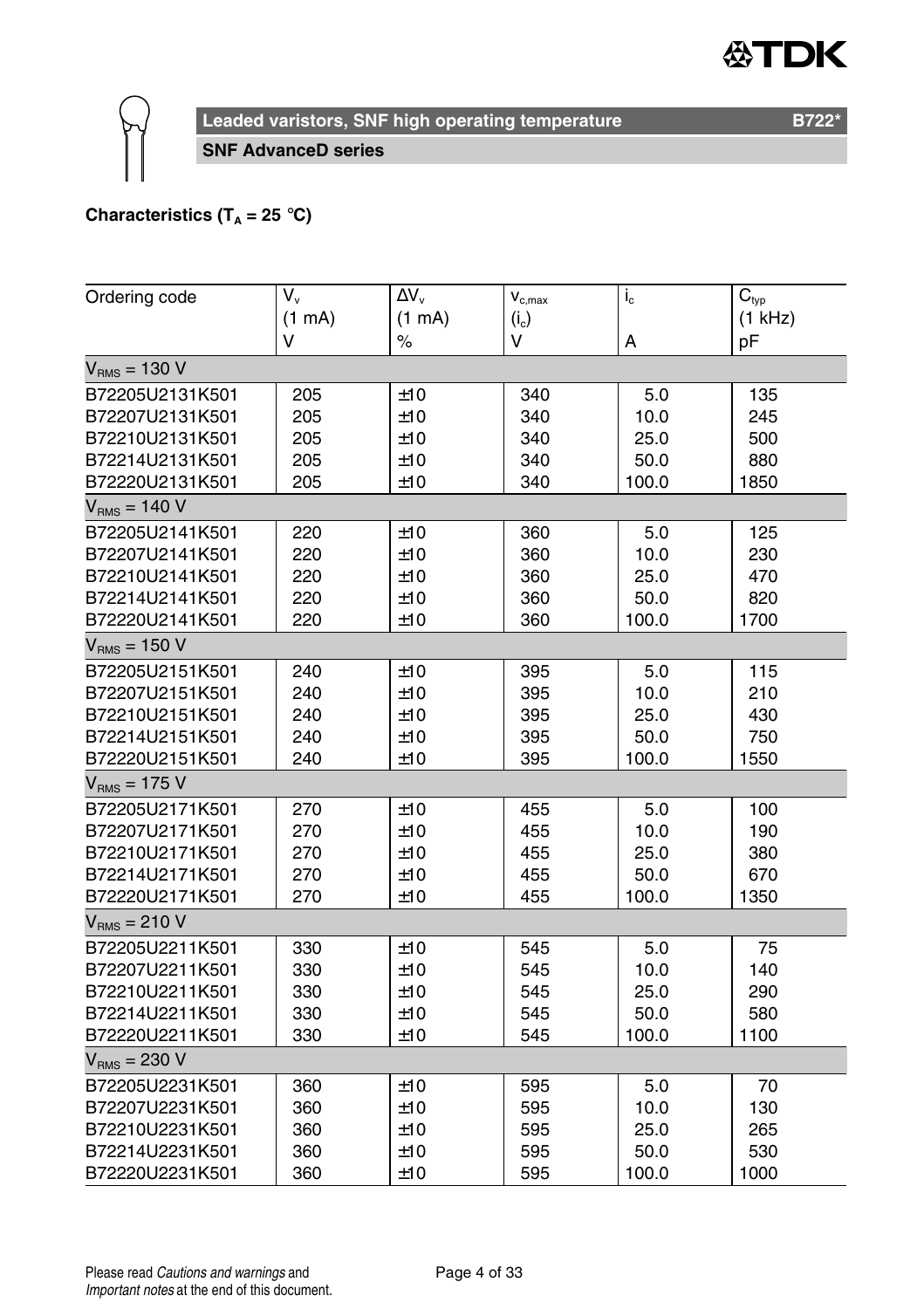# Leaded varistors, SNF high operating temperature — B722*

## SNF AdvanceD series

**Characteristics ($T_A$ = 25 °C)**

| Ordering code | $V_v$ (1 mA) V | $\Delta V_v$ (1 mA) % | $v_{c,max}$ ($i_c$) V | $i_c$ A | $C_{typ}$ (1 kHz) pF |
|---|---|---|---|---|---|
| **$V_{RMS}$ = 130 V** | | | | | |
| B72205U2131K501 | 205 | ±10 | 340 | 5.0 | 135 |
| B72207U2131K501 | 205 | ±10 | 340 | 10.0 | 245 |
| B72210U2131K501 | 205 | ±10 | 340 | 25.0 | 500 |
| B72214U2131K501 | 205 | ±10 | 340 | 50.0 | 880 |
| B72220U2131K501 | 205 | ±10 | 340 | 100.0 | 1850 |
| **$V_{RMS}$ = 140 V** | | | | | |
| B72205U2141K501 | 220 | ±10 | 360 | 5.0 | 125 |
| B72207U2141K501 | 220 | ±10 | 360 | 10.0 | 230 |
| B72210U2141K501 | 220 | ±10 | 360 | 25.0 | 470 |
| B72214U2141K501 | 220 | ±10 | 360 | 50.0 | 820 |
| B72220U2141K501 | 220 | ±10 | 360 | 100.0 | 1700 |
| **$V_{RMS}$ = 150 V** | | | | | |
| B72205U2151K501 | 240 | ±10 | 395 | 5.0 | 115 |
| B72207U2151K501 | 240 | ±10 | 395 | 10.0 | 210 |
| B72210U2151K501 | 240 | ±10 | 395 | 25.0 | 430 |
| B72214U2151K501 | 240 | ±10 | 395 | 50.0 | 750 |
| B72220U2151K501 | 240 | ±10 | 395 | 100.0 | 1550 |
| **$V_{RMS}$ = 175 V** | | | | | |
| B72205U2171K501 | 270 | ±10 | 455 | 5.0 | 100 |
| B72207U2171K501 | 270 | ±10 | 455 | 10.0 | 190 |
| B72210U2171K501 | 270 | ±10 | 455 | 25.0 | 380 |
| B72214U2171K501 | 270 | ±10 | 455 | 50.0 | 670 |
| B72220U2171K501 | 270 | ±10 | 455 | 100.0 | 1350 |
| **$V_{RMS}$ = 210 V** | | | | | |
| B72205U2211K501 | 330 | ±10 | 545 | 5.0 | 75 |
| B72207U2211K501 | 330 | ±10 | 545 | 10.0 | 140 |
| B72210U2211K501 | 330 | ±10 | 545 | 25.0 | 290 |
| B72214U2211K501 | 330 | ±10 | 545 | 50.0 | 580 |
| B72220U2211K501 | 330 | ±10 | 545 | 100.0 | 1100 |
| **$V_{RMS}$ = 230 V** | | | | | |
| B72205U2231K501 | 360 | ±10 | 595 | 5.0 | 70 |
| B72207U2231K501 | 360 | ±10 | 595 | 10.0 | 130 |
| B72210U2231K501 | 360 | ±10 | 595 | 25.0 | 265 |
| B72214U2231K501 | 360 | ±10 | 595 | 50.0 | 530 |
| B72220U2231K501 | 360 | ±10 | 595 | 100.0 | 1000 |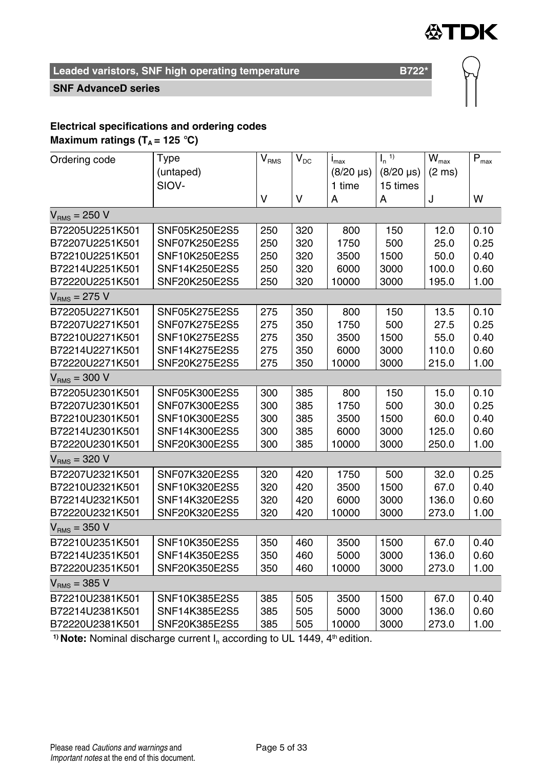**Leaded varistors, SNF high operating temperature** **B722***

**SNF AdvanceD series**

**Electrical specifications and ordering codes**
**Maximum ratings ($T_A$ = 125 °C)**

| Ordering code | Type (untaped) SIOV- | $V_{RMS}$ | $V_{DC}$ | $i_{max}$ (8/20 µs) 1 time | $I_n$ [1] (8/20 µs) 15 times | $W_{max}$ (2 ms) | $P_{max}$ |
|---|---|---|---|---|---|---|---|
| | | V | V | A | A | J | W |
| **$V_{RMS}$ = 250 V** | | | | | | | |
| B72205U2251K501 | SNF05K250E2S5 | 250 | 320 | 800 | 150 | 12.0 | 0.10 |
| B72207U2251K501 | SNF07K250E2S5 | 250 | 320 | 1750 | 500 | 25.0 | 0.25 |
| B72210U2251K501 | SNF10K250E2S5 | 250 | 320 | 3500 | 1500 | 50.0 | 0.40 |
| B72214U2251K501 | SNF14K250E2S5 | 250 | 320 | 6000 | 3000 | 100.0 | 0.60 |
| B72220U2251K501 | SNF20K250E2S5 | 250 | 320 | 10000 | 3000 | 195.0 | 1.00 |
| **$V_{RMS}$ = 275 V** | | | | | | | |
| B72205U2271K501 | SNF05K275E2S5 | 275 | 350 | 800 | 150 | 13.5 | 0.10 |
| B72207U2271K501 | SNF07K275E2S5 | 275 | 350 | 1750 | 500 | 27.5 | 0.25 |
| B72210U2271K501 | SNF10K275E2S5 | 275 | 350 | 3500 | 1500 | 55.0 | 0.40 |
| B72214U2271K501 | SNF14K275E2S5 | 275 | 350 | 6000 | 3000 | 110.0 | 0.60 |
| B72220U2271K501 | SNF20K275E2S5 | 275 | 350 | 10000 | 3000 | 215.0 | 1.00 |
| **$V_{RMS}$ = 300 V** | | | | | | | |
| B72205U2301K501 | SNF05K300E2S5 | 300 | 385 | 800 | 150 | 15.0 | 0.10 |
| B72207U2301K501 | SNF07K300E2S5 | 300 | 385 | 1750 | 500 | 30.0 | 0.25 |
| B72210U2301K501 | SNF10K300E2S5 | 300 | 385 | 3500 | 1500 | 60.0 | 0.40 |
| B72214U2301K501 | SNF14K300E2S5 | 300 | 385 | 6000 | 3000 | 125.0 | 0.60 |
| B72220U2301K501 | SNF20K300E2S5 | 300 | 385 | 10000 | 3000 | 250.0 | 1.00 |
| **$V_{RMS}$ = 320 V** | | | | | | | |
| B72207U2321K501 | SNF07K320E2S5 | 320 | 420 | 1750 | 500 | 32.0 | 0.25 |
| B72210U2321K501 | SNF10K320E2S5 | 320 | 420 | 3500 | 1500 | 67.0 | 0.40 |
| B72214U2321K501 | SNF14K320E2S5 | 320 | 420 | 6000 | 3000 | 136.0 | 0.60 |
| B72220U2321K501 | SNF20K320E2S5 | 320 | 420 | 10000 | 3000 | 273.0 | 1.00 |
| **$V_{RMS}$ = 350 V** | | | | | | | |
| B72210U2351K501 | SNF10K350E2S5 | 350 | 460 | 3500 | 1500 | 67.0 | 0.40 |
| B72214U2351K501 | SNF14K350E2S5 | 350 | 460 | 5000 | 3000 | 136.0 | 0.60 |
| B72220U2351K501 | SNF20K350E2S5 | 350 | 460 | 10000 | 3000 | 273.0 | 1.00 |
| **$V_{RMS}$ = 385 V** | | | | | | | |
| B72210U2381K501 | SNF10K385E2S5 | 385 | 505 | 3500 | 1500 | 67.0 | 0.40 |
| B72214U2381K501 | SNF14K385E2S5 | 385 | 505 | 5000 | 3000 | 136.0 | 0.60 |
| B72220U2381K501 | SNF20K385E2S5 | 385 | 505 | 10000 | 3000 | 273.0 | 1.00 |

[1] **Note:** Nominal discharge current $I_n$ according to UL 1449, 4th edition.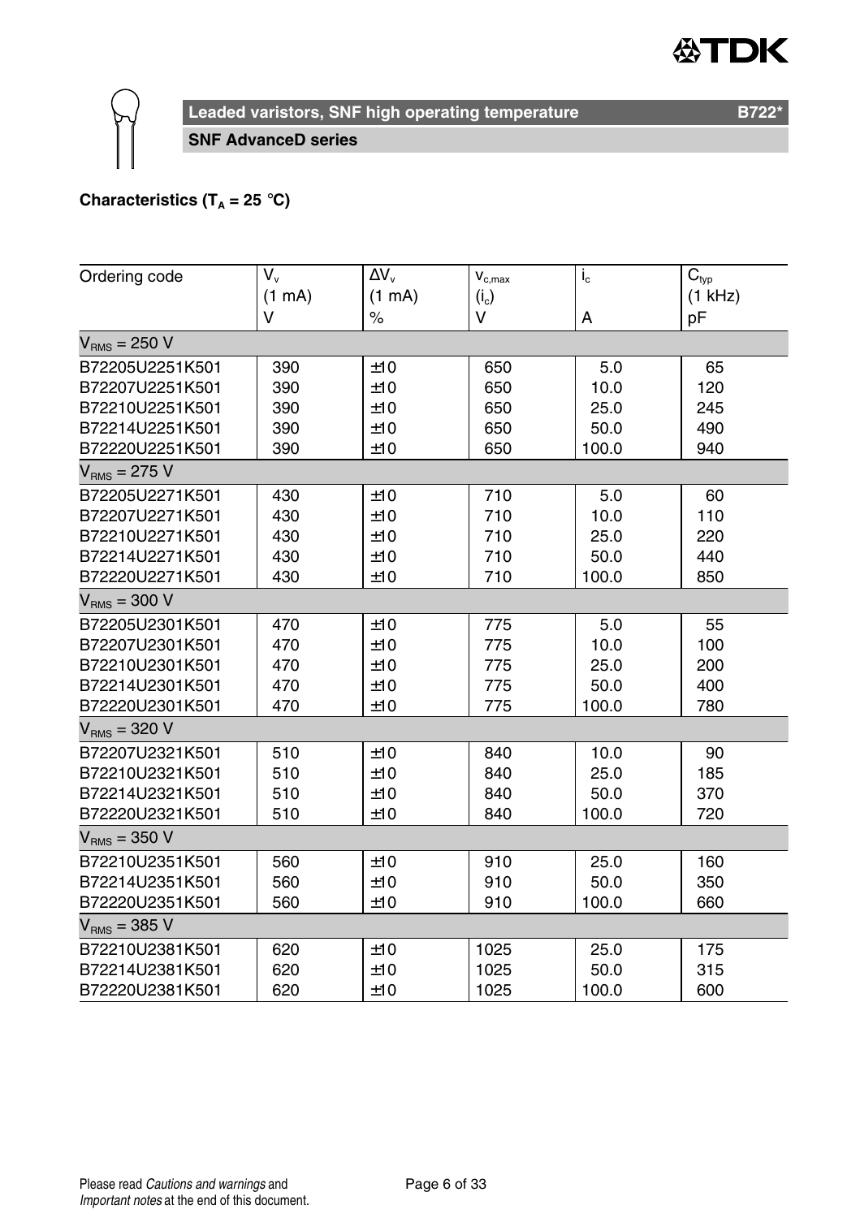## Leaded varistors, SNF high operating temperature

**SNF AdvanceD series**

**Characteristics ($T_A$ = 25 °C)**

| Ordering code | $V_v$ (1 mA) V | $\Delta V_v$ (1 mA) % | $v_{c,max}$ ($i_c$) V | $i_c$ A | $C_{typ}$ (1 kHz) pF |
|---|---|---|---|---|---|
| $V_{RMS}$ = 250 V | | | | | |
| B72205U2251K501 | 390 | ±10 | 650 | 5.0 | 65 |
| B72207U2251K501 | 390 | ±10 | 650 | 10.0 | 120 |
| B72210U2251K501 | 390 | ±10 | 650 | 25.0 | 245 |
| B72214U2251K501 | 390 | ±10 | 650 | 50.0 | 490 |
| B72220U2251K501 | 390 | ±10 | 650 | 100.0 | 940 |
| $V_{RMS}$ = 275 V | | | | | |
| B72205U2271K501 | 430 | ±10 | 710 | 5.0 | 60 |
| B72207U2271K501 | 430 | ±10 | 710 | 10.0 | 110 |
| B72210U2271K501 | 430 | ±10 | 710 | 25.0 | 220 |
| B72214U2271K501 | 430 | ±10 | 710 | 50.0 | 440 |
| B72220U2271K501 | 430 | ±10 | 710 | 100.0 | 850 |
| $V_{RMS}$ = 300 V | | | | | |
| B72205U2301K501 | 470 | ±10 | 775 | 5.0 | 55 |
| B72207U2301K501 | 470 | ±10 | 775 | 10.0 | 100 |
| B72210U2301K501 | 470 | ±10 | 775 | 25.0 | 200 |
| B72214U2301K501 | 470 | ±10 | 775 | 50.0 | 400 |
| B72220U2301K501 | 470 | ±10 | 775 | 100.0 | 780 |
| $V_{RMS}$ = 320 V | | | | | |
| B72207U2321K501 | 510 | ±10 | 840 | 10.0 | 90 |
| B72210U2321K501 | 510 | ±10 | 840 | 25.0 | 185 |
| B72214U2321K501 | 510 | ±10 | 840 | 50.0 | 370 |
| B72220U2321K501 | 510 | ±10 | 840 | 100.0 | 720 |
| $V_{RMS}$ = 350 V | | | | | |
| B72210U2351K501 | 560 | ±10 | 910 | 25.0 | 160 |
| B72214U2351K501 | 560 | ±10 | 910 | 50.0 | 350 |
| B72220U2351K501 | 560 | ±10 | 910 | 100.0 | 660 |
| $V_{RMS}$ = 385 V | | | | | |
| B72210U2381K501 | 620 | ±10 | 1025 | 25.0 | 175 |
| B72214U2381K501 | 620 | ±10 | 1025 | 50.0 | 315 |
| B72220U2381K501 | 620 | ±10 | 1025 | 100.0 | 600 |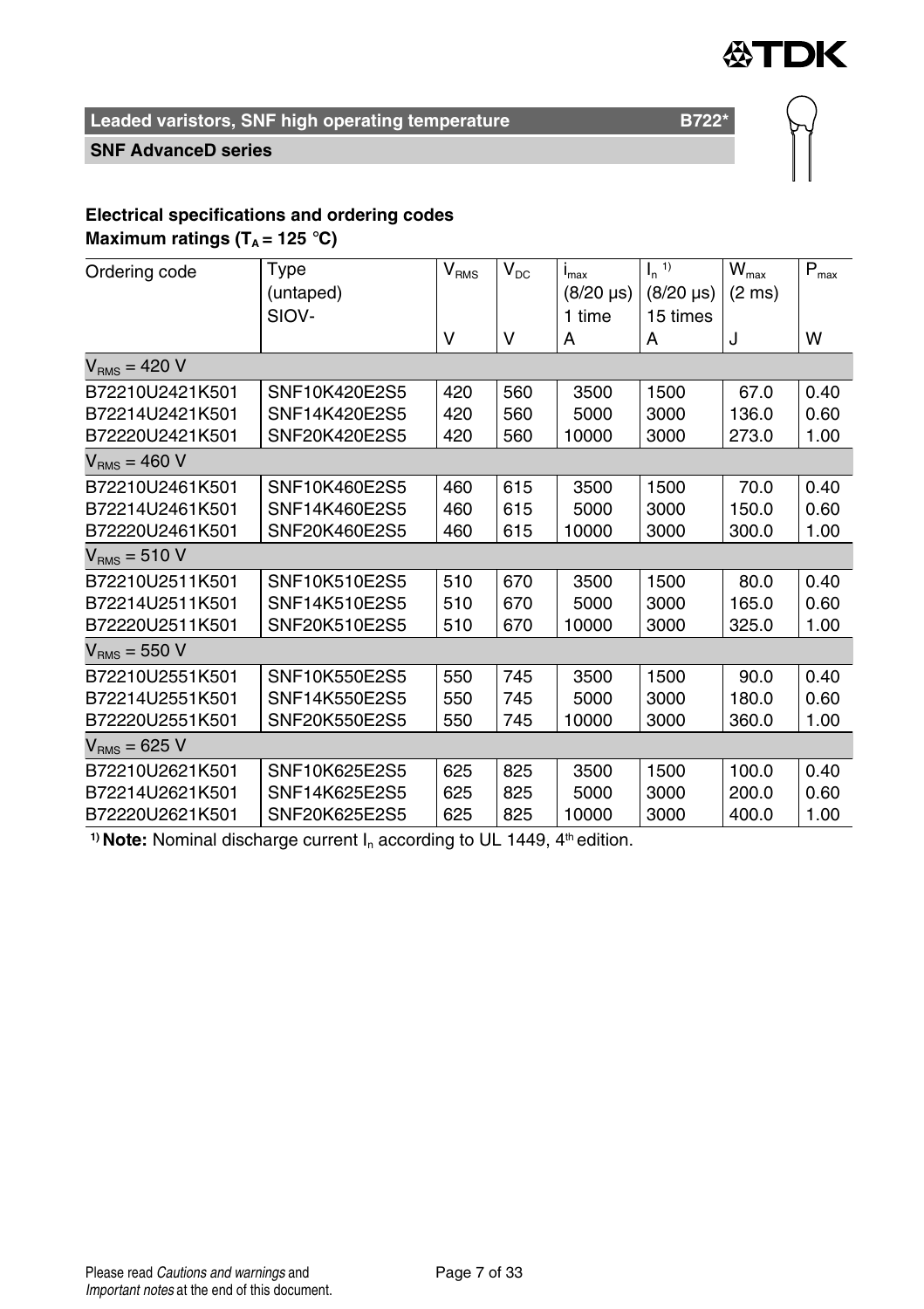## Leaded varistors, SNF high operating temperature B722*

### SNF AdvanceD series

**Electrical specifications and ordering codes**
**Maximum ratings ($T_A$ = 125 °C)**

| Ordering code | Type (untaped) SIOV- | $V_{RMS}$ V | $V_{DC}$ V | $i_{max}$ (8/20 µs) 1 time A | $I_n$ [1] (8/20 µs) 15 times A | $W_{max}$ (2 ms) J | $P_{max}$ W |
|---|---|---|---|---|---|---|---|
| $V_{RMS}$ = 420 V | | | | | | | |
| B72210U2421K501 | SNF10K420E2S5 | 420 | 560 | 3500 | 1500 | 67.0 | 0.40 |
| B72214U2421K501 | SNF14K420E2S5 | 420 | 560 | 5000 | 3000 | 136.0 | 0.60 |
| B72220U2421K501 | SNF20K420E2S5 | 420 | 560 | 10000 | 3000 | 273.0 | 1.00 |
| $V_{RMS}$ = 460 V | | | | | | | |
| B72210U2461K501 | SNF10K460E2S5 | 460 | 615 | 3500 | 1500 | 70.0 | 0.40 |
| B72214U2461K501 | SNF14K460E2S5 | 460 | 615 | 5000 | 3000 | 150.0 | 0.60 |
| B72220U2461K501 | SNF20K460E2S5 | 460 | 615 | 10000 | 3000 | 300.0 | 1.00 |
| $V_{RMS}$ = 510 V | | | | | | | |
| B72210U2511K501 | SNF10K510E2S5 | 510 | 670 | 3500 | 1500 | 80.0 | 0.40 |
| B72214U2511K501 | SNF14K510E2S5 | 510 | 670 | 5000 | 3000 | 165.0 | 0.60 |
| B72220U2511K501 | SNF20K510E2S5 | 510 | 670 | 10000 | 3000 | 325.0 | 1.00 |
| $V_{RMS}$ = 550 V | | | | | | | |
| B72210U2551K501 | SNF10K550E2S5 | 550 | 745 | 3500 | 1500 | 90.0 | 0.40 |
| B72214U2551K501 | SNF14K550E2S5 | 550 | 745 | 5000 | 3000 | 180.0 | 0.60 |
| B72220U2551K501 | SNF20K550E2S5 | 550 | 745 | 10000 | 3000 | 360.0 | 1.00 |
| $V_{RMS}$ = 625 V | | | | | | | |
| B72210U2621K501 | SNF10K625E2S5 | 625 | 825 | 3500 | 1500 | 100.0 | 0.40 |
| B72214U2621K501 | SNF14K625E2S5 | 625 | 825 | 5000 | 3000 | 200.0 | 0.60 |
| B72220U2621K501 | SNF20K625E2S5 | 625 | 825 | 10000 | 3000 | 400.0 | 1.00 |

[1] **Note:** Nominal discharge current $I_n$ according to UL 1449, 4th edition.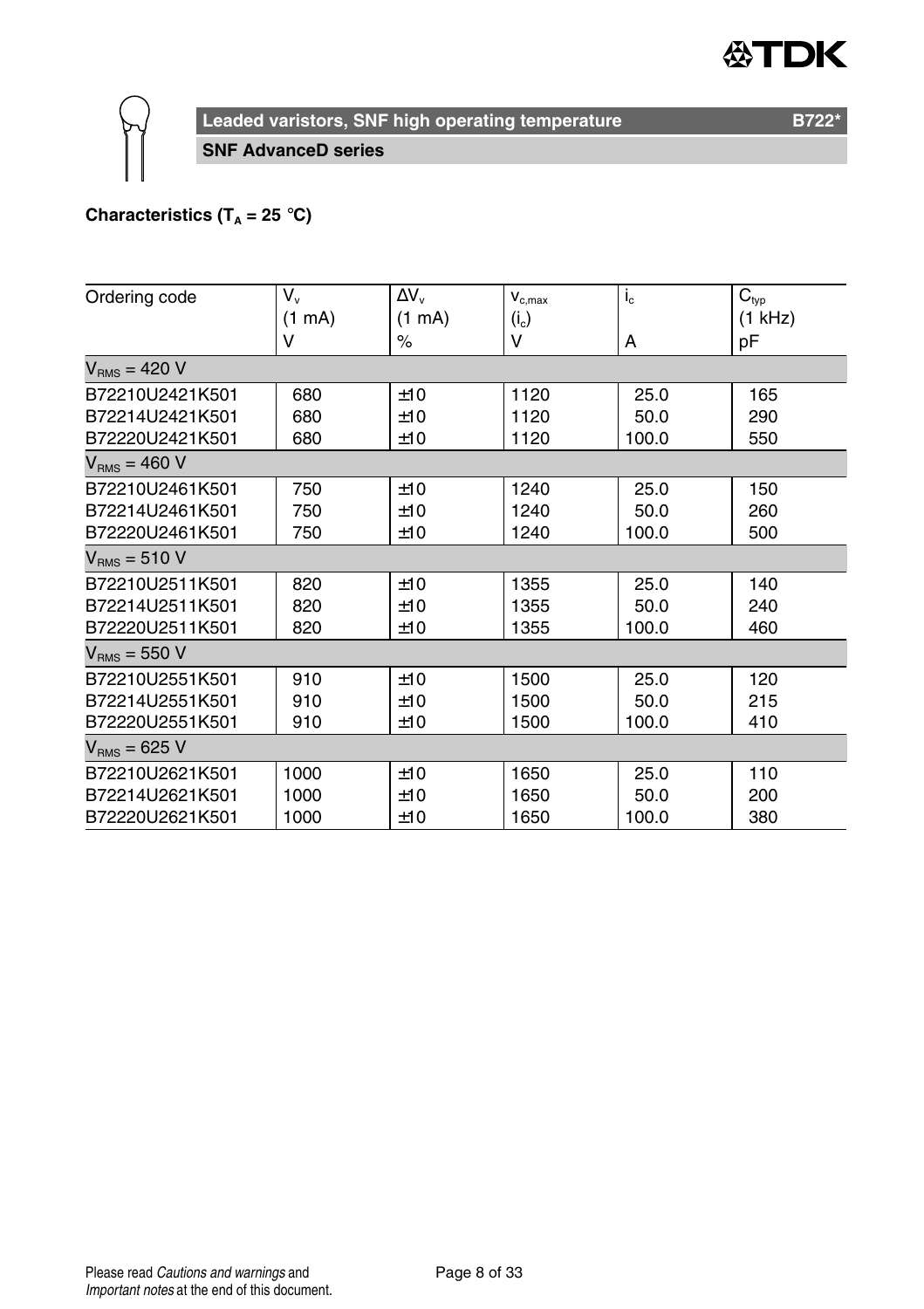## Characteristics ($T_A$ = 25 °C)

| Ordering code | $V_v$ (1 mA) V | $\Delta V_v$ (1 mA) % | $v_{c,max}$ ($i_c$) V | $i_c$ A | $C_{typ}$ (1 kHz) pF |
|---|---|---|---|---|---|
| $V_{RMS}$ = 420 V | | | | | |
| B72210U2421K501 | 680 | ±10 | 1120 | 25.0 | 165 |
| B72214U2421K501 | 680 | ±10 | 1120 | 50.0 | 290 |
| B72220U2421K501 | 680 | ±10 | 1120 | 100.0 | 550 |
| $V_{RMS}$ = 460 V | | | | | |
| B72210U2461K501 | 750 | ±10 | 1240 | 25.0 | 150 |
| B72214U2461K501 | 750 | ±10 | 1240 | 50.0 | 260 |
| B72220U2461K501 | 750 | ±10 | 1240 | 100.0 | 500 |
| $V_{RMS}$ = 510 V | | | | | |
| B72210U2511K501 | 820 | ±10 | 1355 | 25.0 | 140 |
| B72214U2511K501 | 820 | ±10 | 1355 | 50.0 | 240 |
| B72220U2511K501 | 820 | ±10 | 1355 | 100.0 | 460 |
| $V_{RMS}$ = 550 V | | | | | |
| B72210U2551K501 | 910 | ±10 | 1500 | 25.0 | 120 |
| B72214U2551K501 | 910 | ±10 | 1500 | 50.0 | 215 |
| B72220U2551K501 | 910 | ±10 | 1500 | 100.0 | 410 |
| $V_{RMS}$ = 625 V | | | | | |
| B72210U2621K501 | 1000 | ±10 | 1650 | 25.0 | 110 |
| B72214U2621K501 | 1000 | ±10 | 1650 | 50.0 | 200 |
| B72220U2621K501 | 1000 | ±10 | 1650 | 100.0 | 380 |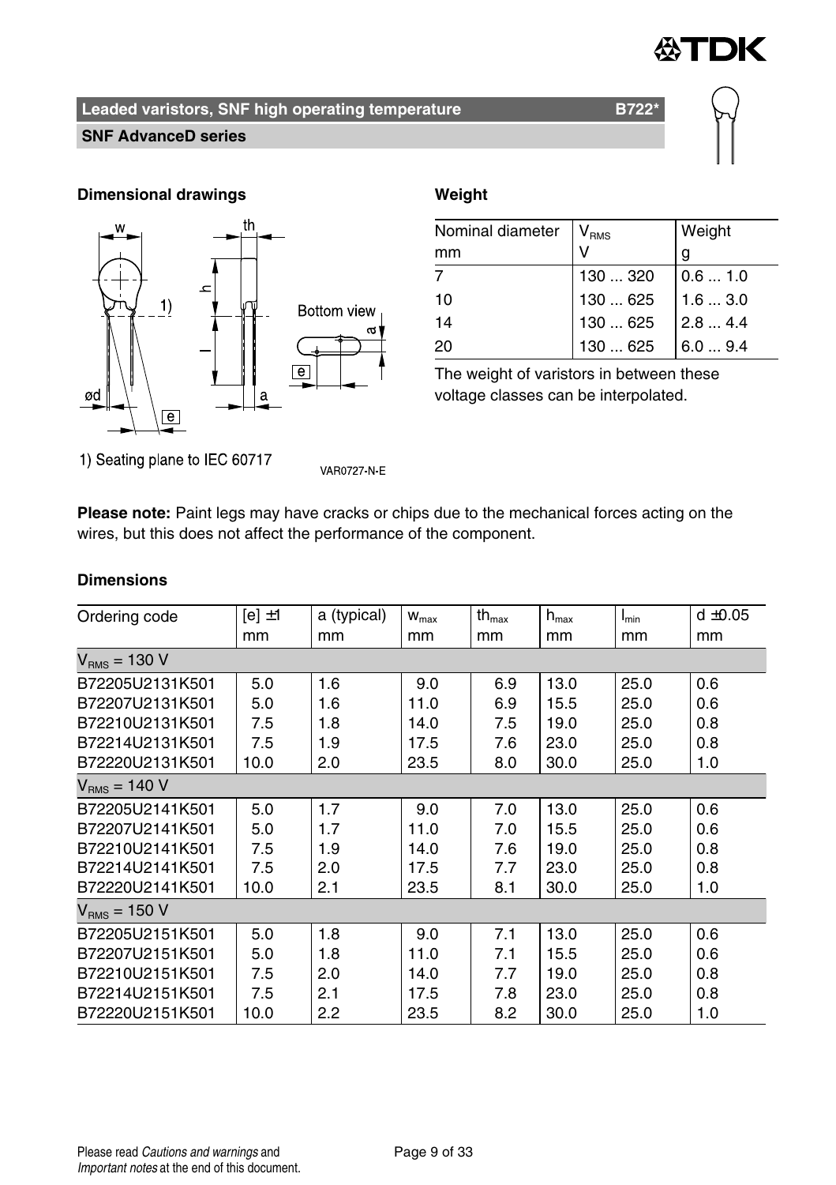## Leaded varistors, SNF high operating temperature — B722*

### SNF AdvanceD series

**Dimensional drawings**

1) Seating plane to IEC 60717

VAR0727-N-E

**Weight**

| Nominal diameter mm | $V_{RMS}$ V | Weight g |
|---|---|---|
| 7 | 130 ... 320 | 0.6 ... 1.0 |
| 10 | 130 ... 625 | 1.6 ... 3.0 |
| 14 | 130 ... 625 | 2.8 ... 4.4 |
| 20 | 130 ... 625 | 6.0 ... 9.4 |

The weight of varistors in between these voltage classes can be interpolated.

**Please note:** Paint legs may have cracks or chips due to the mechanical forces acting on the wires, but this does not affect the performance of the component.

**Dimensions**

| Ordering code | [e] ±1 mm | a (typical) mm | $w_{max}$ mm | $th_{max}$ mm | $h_{max}$ mm | $l_{min}$ mm | d ±0.05 mm |
|---|---|---|---|---|---|---|---|
| $V_{RMS}$ = 130 V | | | | | | | |
| B72205U2131K501 | 5.0 | 1.6 | 9.0 | 6.9 | 13.0 | 25.0 | 0.6 |
| B72207U2131K501 | 5.0 | 1.6 | 11.0 | 6.9 | 15.5 | 25.0 | 0.6 |
| B72210U2131K501 | 7.5 | 1.8 | 14.0 | 7.5 | 19.0 | 25.0 | 0.8 |
| B72214U2131K501 | 7.5 | 1.9 | 17.5 | 7.6 | 23.0 | 25.0 | 0.8 |
| B72220U2131K501 | 10.0 | 2.0 | 23.5 | 8.0 | 30.0 | 25.0 | 1.0 |
| $V_{RMS}$ = 140 V | | | | | | | |
| B72205U2141K501 | 5.0 | 1.7 | 9.0 | 7.0 | 13.0 | 25.0 | 0.6 |
| B72207U2141K501 | 5.0 | 1.7 | 11.0 | 7.0 | 15.5 | 25.0 | 0.6 |
| B72210U2141K501 | 7.5 | 1.9 | 14.0 | 7.6 | 19.0 | 25.0 | 0.8 |
| B72214U2141K501 | 7.5 | 2.0 | 17.5 | 7.7 | 23.0 | 25.0 | 0.8 |
| B72220U2141K501 | 10.0 | 2.1 | 23.5 | 8.1 | 30.0 | 25.0 | 1.0 |
| $V_{RMS}$ = 150 V | | | | | | | |
| B72205U2151K501 | 5.0 | 1.8 | 9.0 | 7.1 | 13.0 | 25.0 | 0.6 |
| B72207U2151K501 | 5.0 | 1.8 | 11.0 | 7.1 | 15.5 | 25.0 | 0.6 |
| B72210U2151K501 | 7.5 | 2.0 | 14.0 | 7.7 | 19.0 | 25.0 | 0.8 |
| B72214U2151K501 | 7.5 | 2.1 | 17.5 | 7.8 | 23.0 | 25.0 | 0.8 |
| B72220U2151K501 | 10.0 | 2.2 | 23.5 | 8.2 | 30.0 | 25.0 | 1.0 |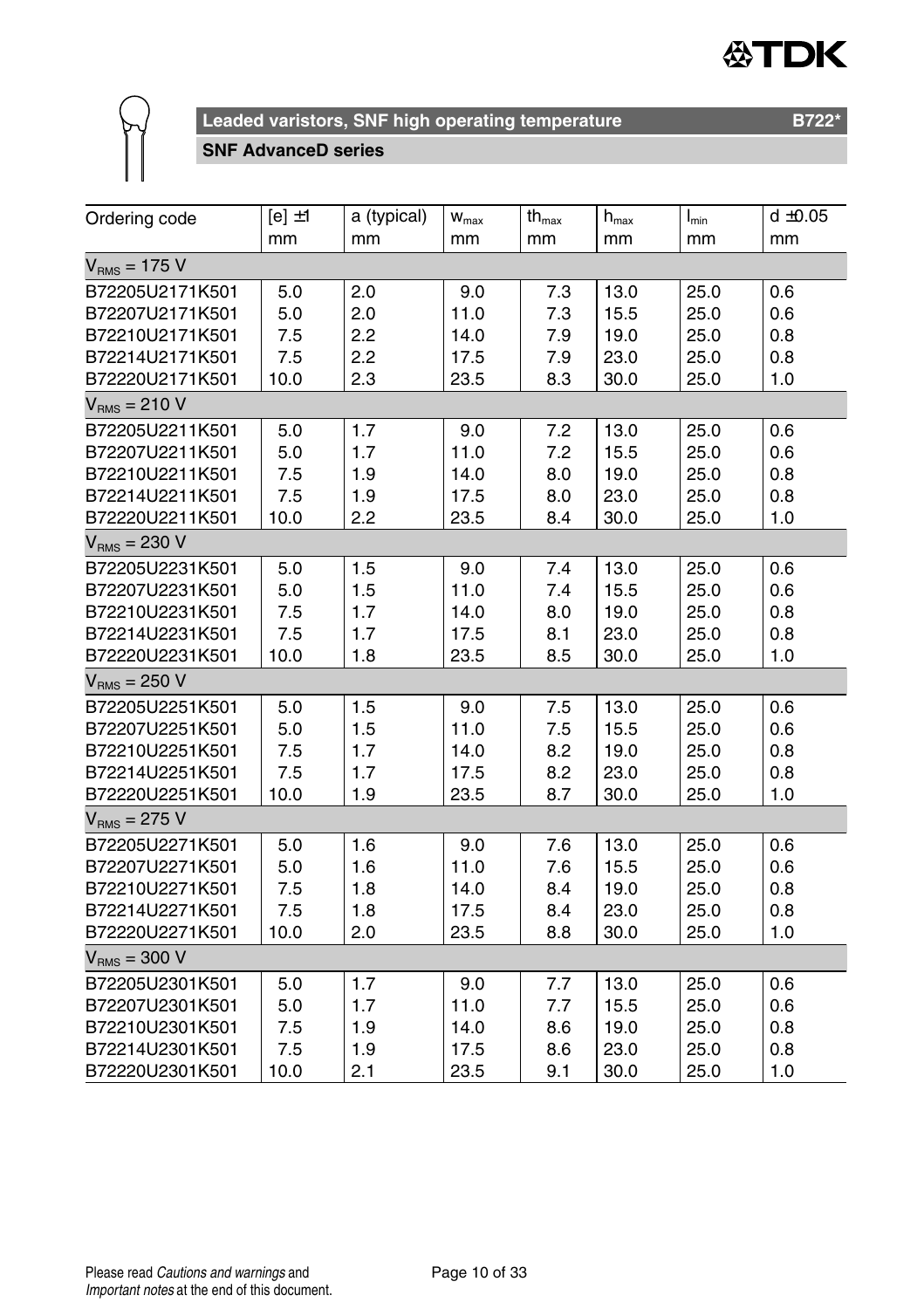## Leaded varistors, SNF high operating temperature

### SNF AdvanceD series

| Ordering code | [e] ±1 mm | a (typical) mm | $w_{max}$ mm | $th_{max}$ mm | $h_{max}$ mm | $l_{min}$ mm | d ±0.05 mm |
|---|---|---|---|---|---|---|---|
| $V_{RMS}$ = 175 V | | | | | | | |
| B72205U2171K501 | 5.0 | 2.0 | 9.0 | 7.3 | 13.0 | 25.0 | 0.6 |
| B72207U2171K501 | 5.0 | 2.0 | 11.0 | 7.3 | 15.5 | 25.0 | 0.6 |
| B72210U2171K501 | 7.5 | 2.2 | 14.0 | 7.9 | 19.0 | 25.0 | 0.8 |
| B72214U2171K501 | 7.5 | 2.2 | 17.5 | 7.9 | 23.0 | 25.0 | 0.8 |
| B72220U2171K501 | 10.0 | 2.3 | 23.5 | 8.3 | 30.0 | 25.0 | 1.0 |
| $V_{RMS}$ = 210 V | | | | | | | |
| B72205U2211K501 | 5.0 | 1.7 | 9.0 | 7.2 | 13.0 | 25.0 | 0.6 |
| B72207U2211K501 | 5.0 | 1.7 | 11.0 | 7.2 | 15.5 | 25.0 | 0.6 |
| B72210U2211K501 | 7.5 | 1.9 | 14.0 | 8.0 | 19.0 | 25.0 | 0.8 |
| B72214U2211K501 | 7.5 | 1.9 | 17.5 | 8.0 | 23.0 | 25.0 | 0.8 |
| B72220U2211K501 | 10.0 | 2.2 | 23.5 | 8.4 | 30.0 | 25.0 | 1.0 |
| $V_{RMS}$ = 230 V | | | | | | | |
| B72205U2231K501 | 5.0 | 1.5 | 9.0 | 7.4 | 13.0 | 25.0 | 0.6 |
| B72207U2231K501 | 5.0 | 1.5 | 11.0 | 7.4 | 15.5 | 25.0 | 0.6 |
| B72210U2231K501 | 7.5 | 1.7 | 14.0 | 8.0 | 19.0 | 25.0 | 0.8 |
| B72214U2231K501 | 7.5 | 1.7 | 17.5 | 8.1 | 23.0 | 25.0 | 0.8 |
| B72220U2231K501 | 10.0 | 1.8 | 23.5 | 8.5 | 30.0 | 25.0 | 1.0 |
| $V_{RMS}$ = 250 V | | | | | | | |
| B72205U2251K501 | 5.0 | 1.5 | 9.0 | 7.5 | 13.0 | 25.0 | 0.6 |
| B72207U2251K501 | 5.0 | 1.5 | 11.0 | 7.5 | 15.5 | 25.0 | 0.6 |
| B72210U2251K501 | 7.5 | 1.7 | 14.0 | 8.2 | 19.0 | 25.0 | 0.8 |
| B72214U2251K501 | 7.5 | 1.7 | 17.5 | 8.2 | 23.0 | 25.0 | 0.8 |
| B72220U2251K501 | 10.0 | 1.9 | 23.5 | 8.7 | 30.0 | 25.0 | 1.0 |
| $V_{RMS}$ = 275 V | | | | | | | |
| B72205U2271K501 | 5.0 | 1.6 | 9.0 | 7.6 | 13.0 | 25.0 | 0.6 |
| B72207U2271K501 | 5.0 | 1.6 | 11.0 | 7.6 | 15.5 | 25.0 | 0.6 |
| B72210U2271K501 | 7.5 | 1.8 | 14.0 | 8.4 | 19.0 | 25.0 | 0.8 |
| B72214U2271K501 | 7.5 | 1.8 | 17.5 | 8.4 | 23.0 | 25.0 | 0.8 |
| B72220U2271K501 | 10.0 | 2.0 | 23.5 | 8.8 | 30.0 | 25.0 | 1.0 |
| $V_{RMS}$ = 300 V | | | | | | | |
| B72205U2301K501 | 5.0 | 1.7 | 9.0 | 7.7 | 13.0 | 25.0 | 0.6 |
| B72207U2301K501 | 5.0 | 1.7 | 11.0 | 7.7 | 15.5 | 25.0 | 0.6 |
| B72210U2301K501 | 7.5 | 1.9 | 14.0 | 8.6 | 19.0 | 25.0 | 0.8 |
| B72214U2301K501 | 7.5 | 1.9 | 17.5 | 8.6 | 23.0 | 25.0 | 0.8 |
| B72220U2301K501 | 10.0 | 2.1 | 23.5 | 9.1 | 30.0 | 25.0 | 1.0 |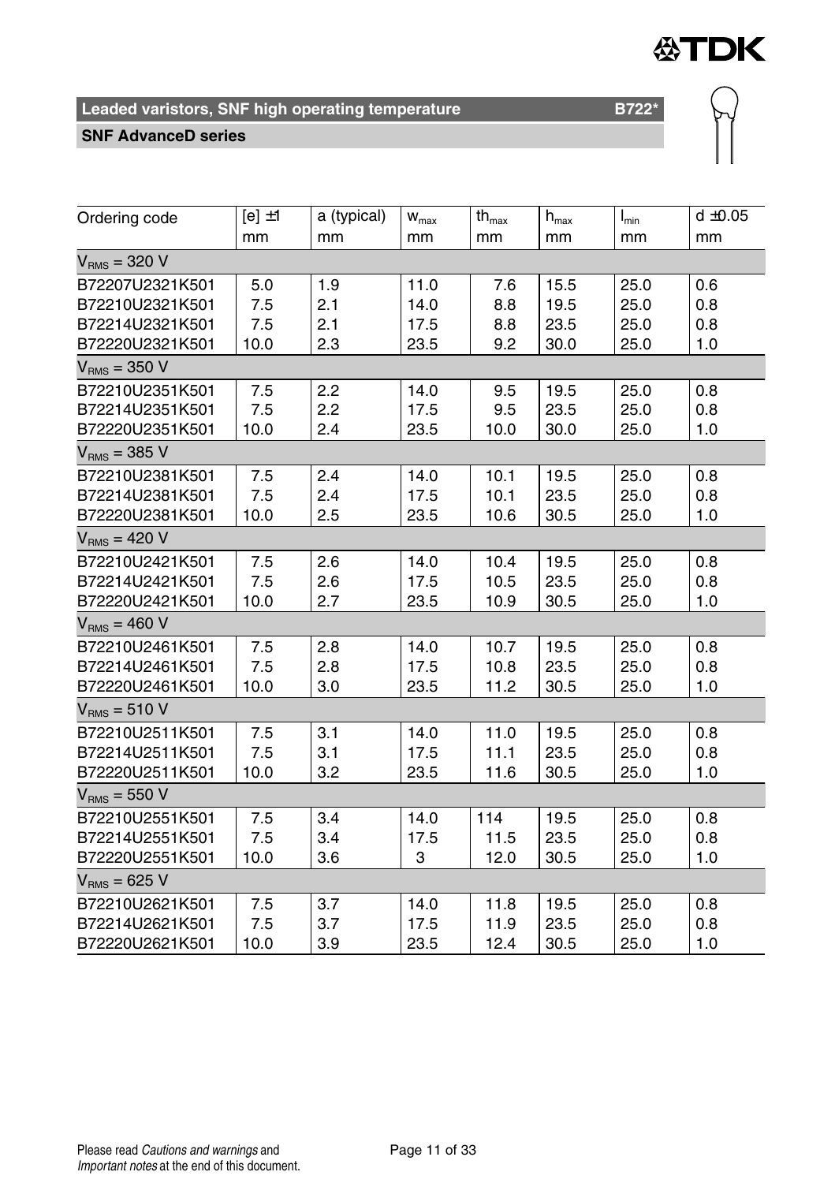## Leaded varistors, SNF high operating temperature B722*

### SNF AdvanceD series

| Ordering code | [e] ±1 mm | a (typical) mm | $w_{max}$ mm | $th_{max}$ mm | $h_{max}$ mm | $l_{min}$ mm | d ±0.05 mm |
|---|---|---|---|---|---|---|---|
| $V_{RMS}$ = 320 V | | | | | | | |
| B72207U2321K501 | 5.0 | 1.9 | 11.0 | 7.6 | 15.5 | 25.0 | 0.6 |
| B72210U2321K501 | 7.5 | 2.1 | 14.0 | 8.8 | 19.5 | 25.0 | 0.8 |
| B72214U2321K501 | 7.5 | 2.1 | 17.5 | 8.8 | 23.5 | 25.0 | 0.8 |
| B72220U2321K501 | 10.0 | 2.3 | 23.5 | 9.2 | 30.0 | 25.0 | 1.0 |
| $V_{RMS}$ = 350 V | | | | | | | |
| B72210U2351K501 | 7.5 | 2.2 | 14.0 | 9.5 | 19.5 | 25.0 | 0.8 |
| B72214U2351K501 | 7.5 | 2.2 | 17.5 | 9.5 | 23.5 | 25.0 | 0.8 |
| B72220U2351K501 | 10.0 | 2.4 | 23.5 | 10.0 | 30.0 | 25.0 | 1.0 |
| $V_{RMS}$ = 385 V | | | | | | | |
| B72210U2381K501 | 7.5 | 2.4 | 14.0 | 10.1 | 19.5 | 25.0 | 0.8 |
| B72214U2381K501 | 7.5 | 2.4 | 17.5 | 10.1 | 23.5 | 25.0 | 0.8 |
| B72220U2381K501 | 10.0 | 2.5 | 23.5 | 10.6 | 30.5 | 25.0 | 1.0 |
| $V_{RMS}$ = 420 V | | | | | | | |
| B72210U2421K501 | 7.5 | 2.6 | 14.0 | 10.4 | 19.5 | 25.0 | 0.8 |
| B72214U2421K501 | 7.5 | 2.6 | 17.5 | 10.5 | 23.5 | 25.0 | 0.8 |
| B72220U2421K501 | 10.0 | 2.7 | 23.5 | 10.9 | 30.5 | 25.0 | 1.0 |
| $V_{RMS}$ = 460 V | | | | | | | |
| B72210U2461K501 | 7.5 | 2.8 | 14.0 | 10.7 | 19.5 | 25.0 | 0.8 |
| B72214U2461K501 | 7.5 | 2.8 | 17.5 | 10.8 | 23.5 | 25.0 | 0.8 |
| B72220U2461K501 | 10.0 | 3.0 | 23.5 | 11.2 | 30.5 | 25.0 | 1.0 |
| $V_{RMS}$ = 510 V | | | | | | | |
| B72210U2511K501 | 7.5 | 3.1 | 14.0 | 11.0 | 19.5 | 25.0 | 0.8 |
| B72214U2511K501 | 7.5 | 3.1 | 17.5 | 11.1 | 23.5 | 25.0 | 0.8 |
| B72220U2511K501 | 10.0 | 3.2 | 23.5 | 11.6 | 30.5 | 25.0 | 1.0 |
| $V_{RMS}$ = 550 V | | | | | | | |
| B72210U2551K501 | 7.5 | 3.4 | 14.0 | 114 | 19.5 | 25.0 | 0.8 |
| B72214U2551K501 | 7.5 | 3.4 | 17.5 | 11.5 | 23.5 | 25.0 | 0.8 |
| B72220U2551K501 | 10.0 | 3.6 | 3 | 12.0 | 30.5 | 25.0 | 1.0 |
| $V_{RMS}$ = 625 V | | | | | | | |
| B72210U2621K501 | 7.5 | 3.7 | 14.0 | 11.8 | 19.5 | 25.0 | 0.8 |
| B72214U2621K501 | 7.5 | 3.7 | 17.5 | 11.9 | 23.5 | 25.0 | 0.8 |
| B72220U2621K501 | 10.0 | 3.9 | 23.5 | 12.4 | 30.5 | 25.0 | 1.0 |

Please read *Cautions and warnings* and *Important notes* at the end of this document.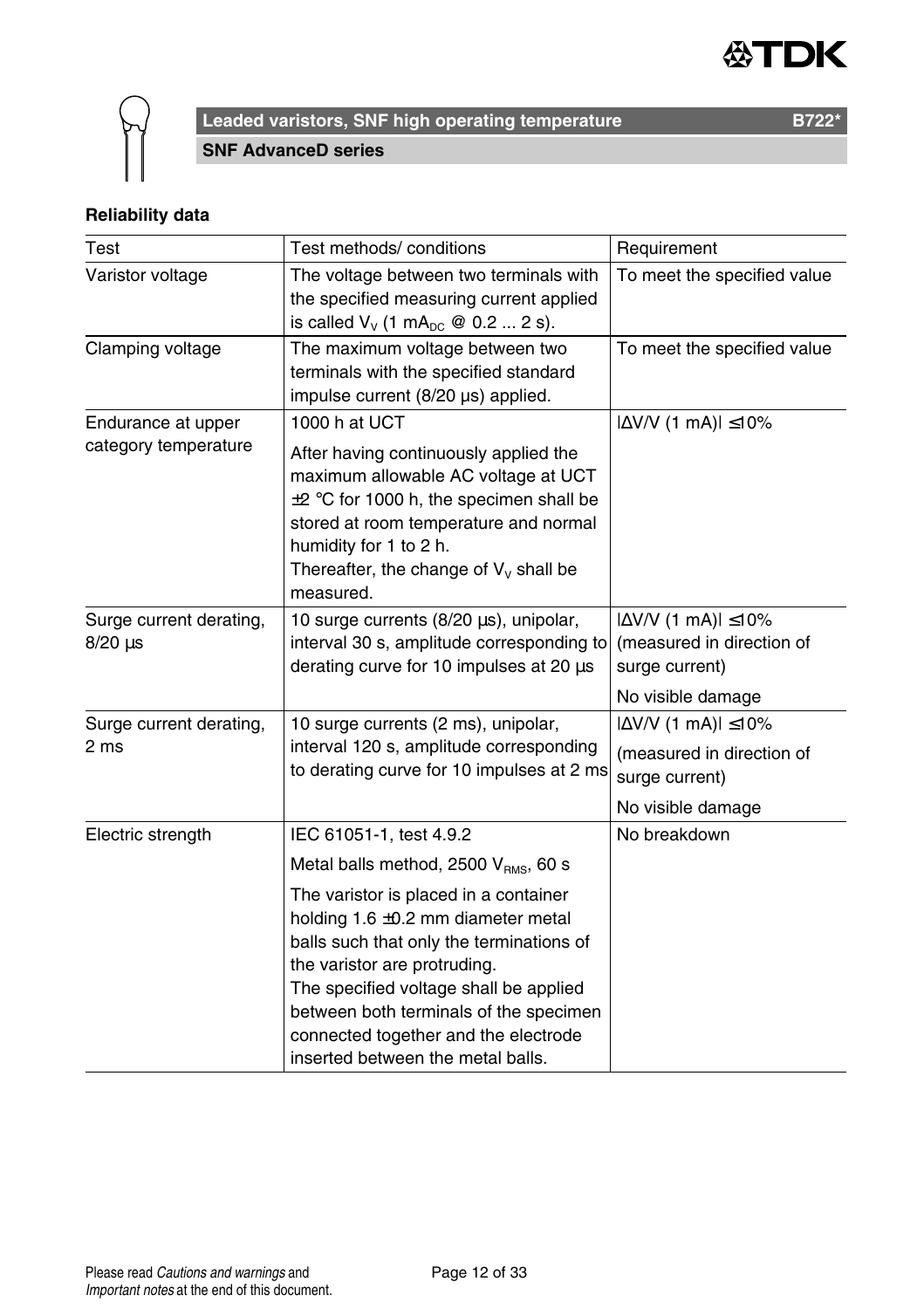**Reliability data**

| Test | Test methods/ conditions | Requirement |
| --- | --- | --- |
| Varistor voltage | The voltage between two terminals with the specified measuring current applied is called $V_V$ (1 $mA_{DC}$ @ 0.2 ... 2 s). | To meet the specified value |
| Clamping voltage | The maximum voltage between two terminals with the specified standard impulse current (8/20 µs) applied. | To meet the specified value |
| Endurance at upper category temperature | 1000 h at UCT<br><br>After having continuously applied the maximum allowable AC voltage at UCT ±2 °C for 1000 h, the specimen shall be stored at room temperature and normal humidity for 1 to 2 h.<br>Thereafter, the change of $V_V$ shall be measured. | $\|\Delta V/V$ (1 mA)$\| \leq 10\%$ |
| Surge current derating, 8/20 µs | 10 surge currents (8/20 µs), unipolar, interval 30 s, amplitude corresponding to derating curve for 10 impulses at 20 µs | $\|\Delta V/V$ (1 mA)$\| \leq 10\%$ (measured in direction of surge current)<br><br>No visible damage |
| Surge current derating, 2 ms | 10 surge currents (2 ms), unipolar, interval 120 s, amplitude corresponding to derating curve for 10 impulses at 2 ms | $\|\Delta V/V$ (1 mA)$\| \leq 10\%$<br><br>(measured in direction of surge current)<br><br>No visible damage |
| Electric strength | IEC 61051-1, test 4.9.2<br><br>Metal balls method, 2500 $V_{RMS}$, 60 s<br><br>The varistor is placed in a container holding 1.6 ±0.2 mm diameter metal balls such that only the terminations of the varistor are protruding.<br>The specified voltage shall be applied between both terminals of the specimen connected together and the electrode inserted between the metal balls. | No breakdown |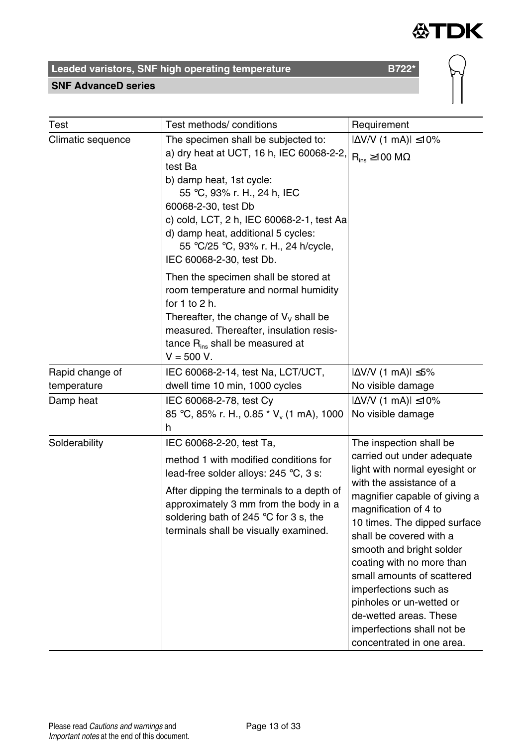**Leaded varistors, SNF high operating temperature** **B722***

**SNF AdvanceD series**

| Test | Test methods/ conditions | Requirement |
|---|---|---|
| Climatic sequence | The specimen shall be subjected to:<br>a) dry heat at UCT, 16 h, IEC 60068-2-2, test Ba<br>b) damp heat, 1st cycle:<br>55 °C, 93% r. H., 24 h, IEC 60068-2-30, test Db<br>c) cold, LCT, 2 h, IEC 60068-2-1, test Aa<br>d) damp heat, additional 5 cycles:<br>55 °C/25 °C, 93% r. H., 24 h/cycle, IEC 60068-2-30, test Db.<br><br>Then the specimen shall be stored at room temperature and normal humidity for 1 to 2 h.<br>Thereafter, the change of $V_V$ shall be measured. Thereafter, insulation resistance $R_{ins}$ shall be measured at V = 500 V. | $\|\Delta V/V\ (1\ mA)\| \leq 10\%$<br>$R_{ins} \geq 100\ M\Omega$ |
| Rapid change of temperature | IEC 60068-2-14, test Na, LCT/UCT, dwell time 10 min, 1000 cycles | $\|\Delta V/V\ (1\ mA)\| \leq 5\%$<br>No visible damage |
| Damp heat | IEC 60068-2-78, test Cy<br>85 °C, 85% r. H., 0.85 * $V_v$ (1 mA), 1000 h | $\|\Delta V/V\ (1\ mA)\| \leq 10\%$<br>No visible damage |
| Solderability | IEC 60068-2-20, test Ta,<br>method 1 with modified conditions for lead-free solder alloys: 245 °C, 3 s:<br>After dipping the terminals to a depth of approximately 3 mm from the body in a soldering bath of 245 °C for 3 s, the terminals shall be visually examined. | The inspection shall be carried out under adequate light with normal eyesight or with the assistance of a magnifier capable of giving a magnification of 4 to 10 times. The dipped surface shall be covered with a smooth and bright solder coating with no more than small amounts of scattered imperfections such as pinholes or un-wetted or de-wetted areas. These imperfections shall not be concentrated in one area. |

Please read *Cautions and warnings* and *Important notes* at the end of this document.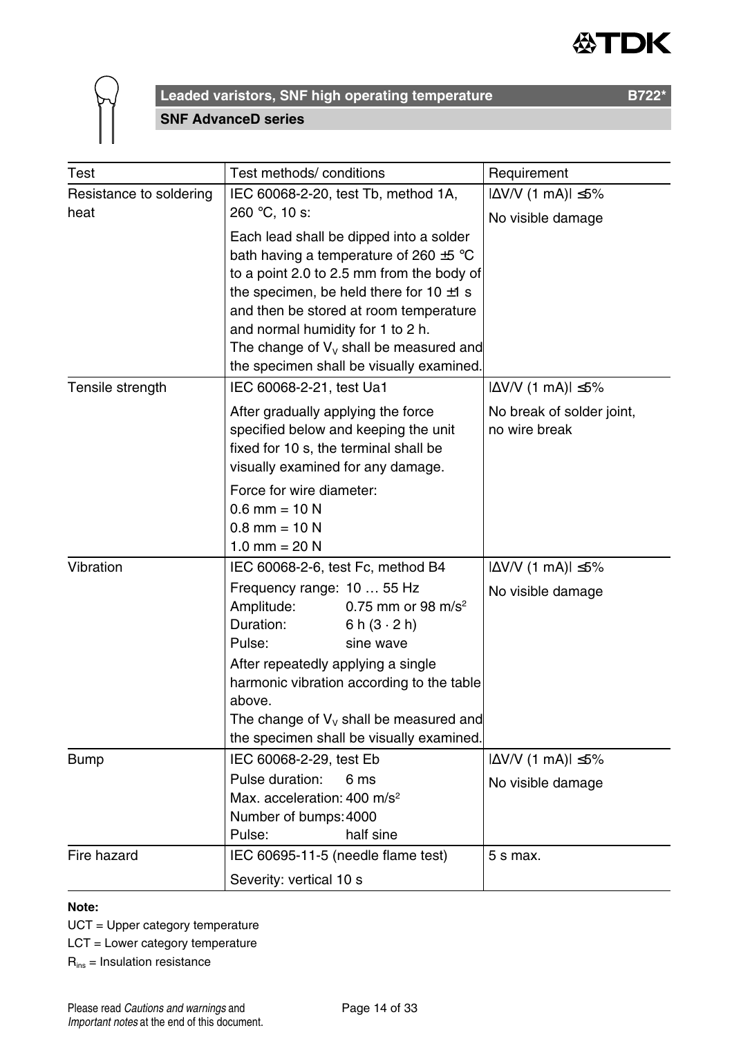## Leaded varistors, SNF high operating temperature B722*

### SNF AdvanceD series

| Test | Test methods/ conditions | Requirement |
|---|---|---|
| Resistance to soldering heat | IEC 60068-2-20, test Tb, method 1A, 260 °C, 10 s:<br><br>Each lead shall be dipped into a solder bath having a temperature of 260 ±5 °C to a point 2.0 to 2.5 mm from the body of the specimen, be held there for 10 ±1 s and then be stored at room temperature and normal humidity for 1 to 2 h.<br>The change of $V_V$ shall be measured and the specimen shall be visually examined. | \|ΔV/V (1 mA)\| ≤5%<br><br>No visible damage |
| Tensile strength | IEC 60068-2-21, test Ua1<br><br>After gradually applying the force specified below and keeping the unit fixed for 10 s, the terminal shall be visually examined for any damage.<br><br>Force for wire diameter:<br>0.6 mm = 10 N<br>0.8 mm = 10 N<br>1.0 mm = 20 N | \|ΔV/V (1 mA)\| ≤5%<br><br>No break of solder joint, no wire break |
| Vibration | IEC 60068-2-6, test Fc, method B4<br><br>Frequency range: 10 … 55 Hz<br>Amplitude: 0.75 mm or 98 m/s²<br>Duration: 6 h (3 · 2 h)<br>Pulse: sine wave<br><br>After repeatedly applying a single harmonic vibration according to the table above.<br>The change of $V_V$ shall be measured and the specimen shall be visually examined. | \|ΔV/V (1 mA)\| ≤5%<br><br>No visible damage |
| Bump | IEC 60068-2-29, test Eb<br><br>Pulse duration: 6 ms<br>Max. acceleration: 400 m/s²<br>Number of bumps: 4000<br>Pulse: half sine | \|ΔV/V (1 mA)\| ≤5%<br><br>No visible damage |
| Fire hazard | IEC 60695-11-5 (needle flame test)<br><br>Severity: vertical 10 s | 5 s max. |

**Note:**

UCT = Upper category temperature

LCT = Lower category temperature

$R_{ins}$ = Insulation resistance

Please read *Cautions and warnings* and *Important notes* at the end of this document.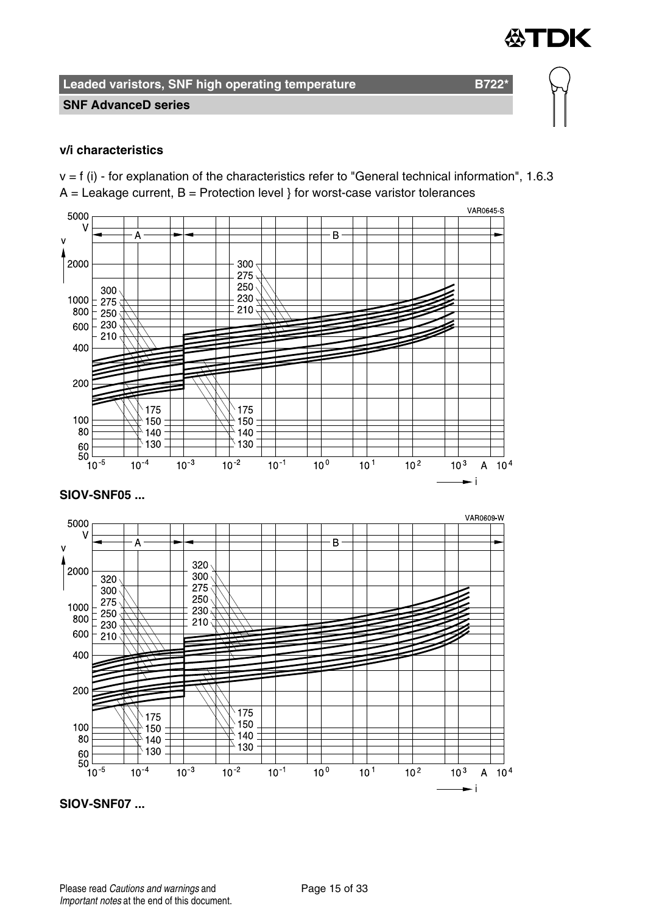## Leaded varistors, SNF high operating temperature B722*

### SNF AdvanceD series

**v/i characteristics**

v = f (i) - for explanation of the characteristics refer to "General technical information", 1.6.3

A = Leakage current, B = Protection level } for worst-case varistor tolerances

**SIOV-SNF05 ...**

**SIOV-SNF07 ...**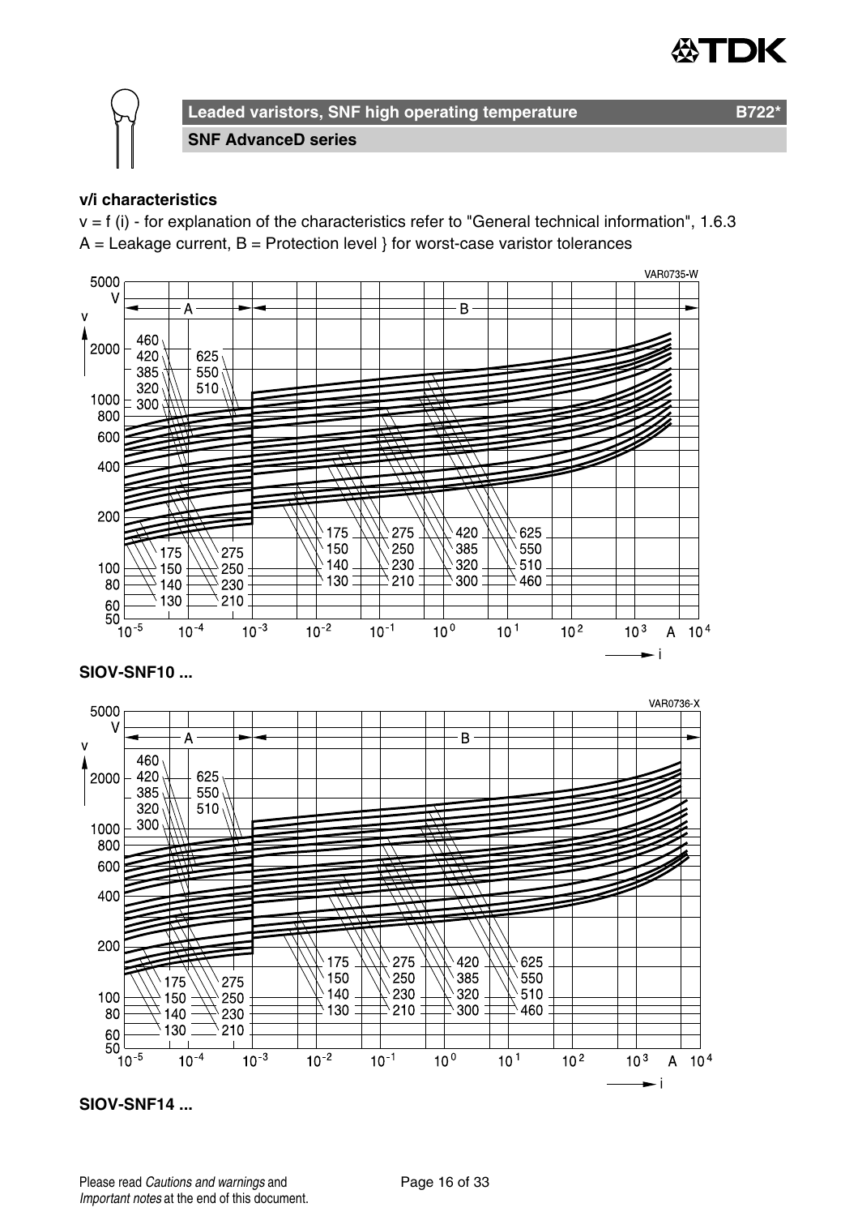**Leaded varistors, SNF high operating temperature** **B722***

**SNF AdvanceD series**

**v/i characteristics**

v = f (i) - for explanation of the characteristics refer to "General technical information", 1.6.3

A = Leakage current, B = Protection level } for worst-case varistor tolerances

**SIOV-SNF10 ...**

**SIOV-SNF14 ...**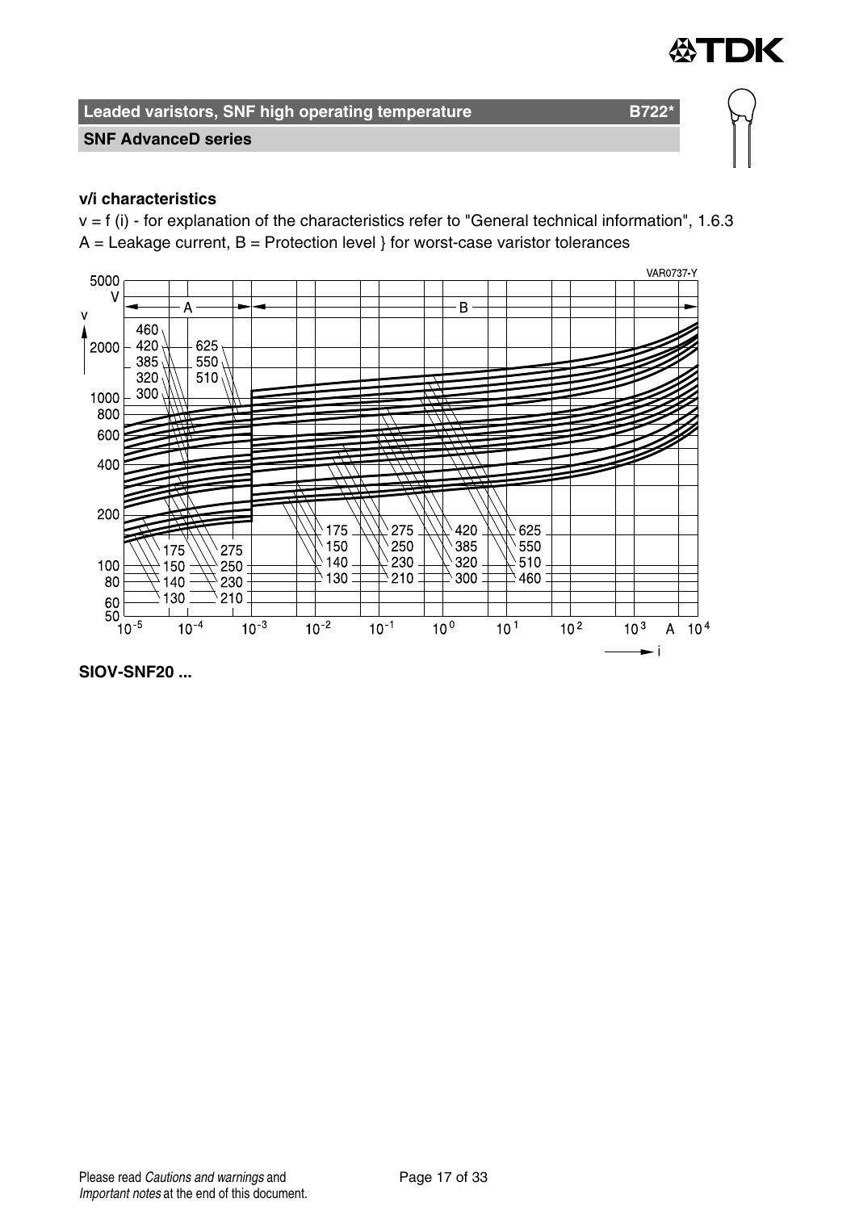**Leaded varistors, SNF high operating temperature** **B722***

**SNF AdvanceD series**

**v/i characteristics**

v = f (i) - for explanation of the characteristics refer to "General technical information", 1.6.3

A = Leakage current, B = Protection level } for worst-case varistor tolerances

**SIOV-SNF20 ...**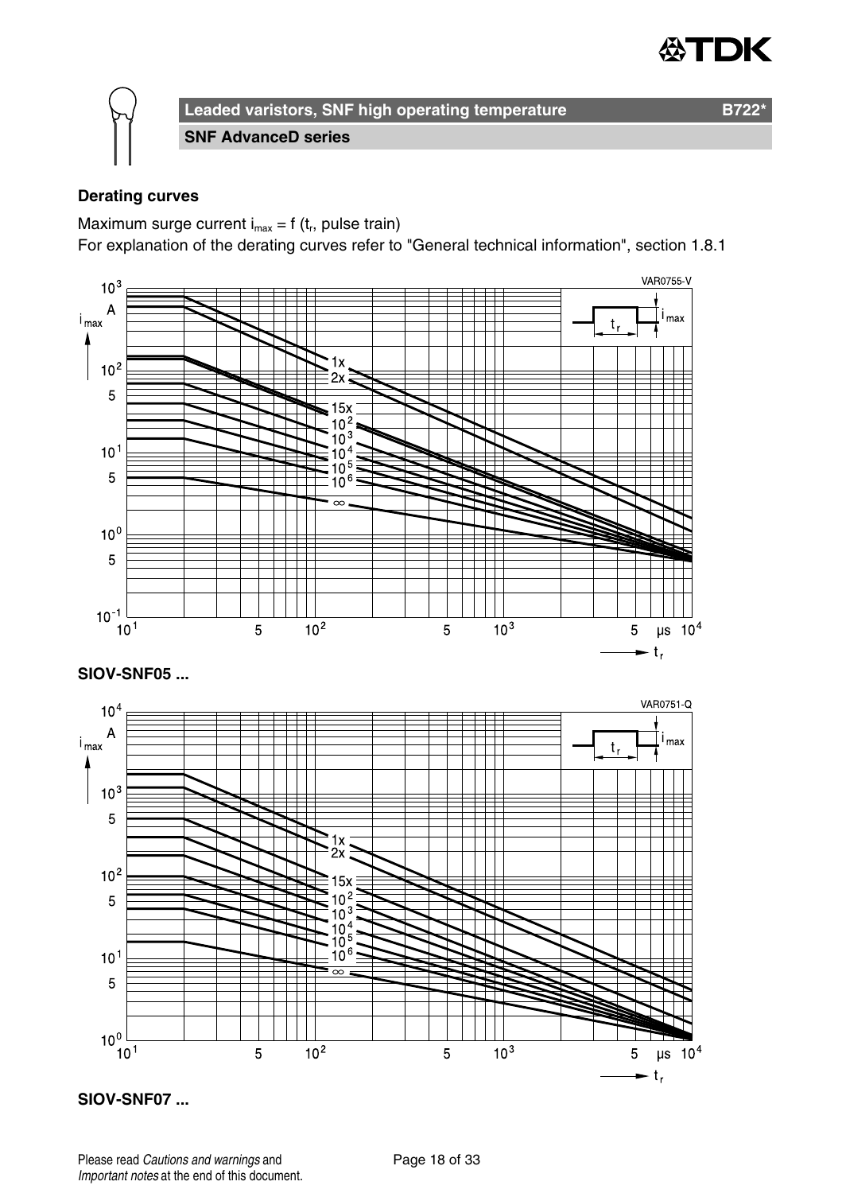## Derating curves

Maximum surge current $i_{max}$ = f ($t_r$, pulse train)

For explanation of the derating curves refer to "General technical information", section 1.8.1

**SIOV-SNF05 ...**

**SIOV-SNF07 ...**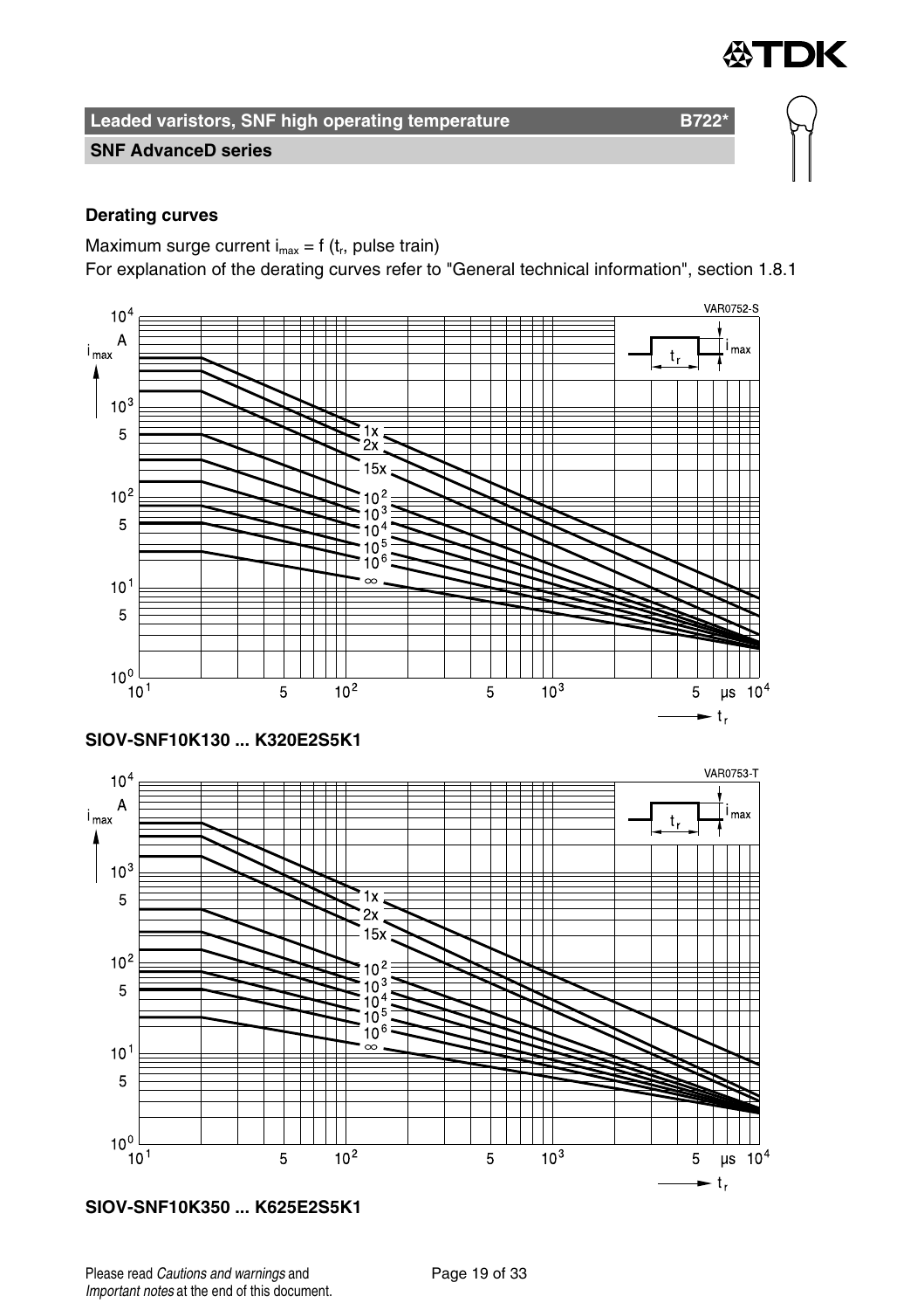## Derating curves

Maximum surge current $i_{max}$ = f ($t_r$, pulse train)

For explanation of the derating curves refer to "General technical information", section 1.8.1

**SIOV-SNF10K130 ... K320E2S5K1**

**SIOV-SNF10K350 ... K625E2S5K1**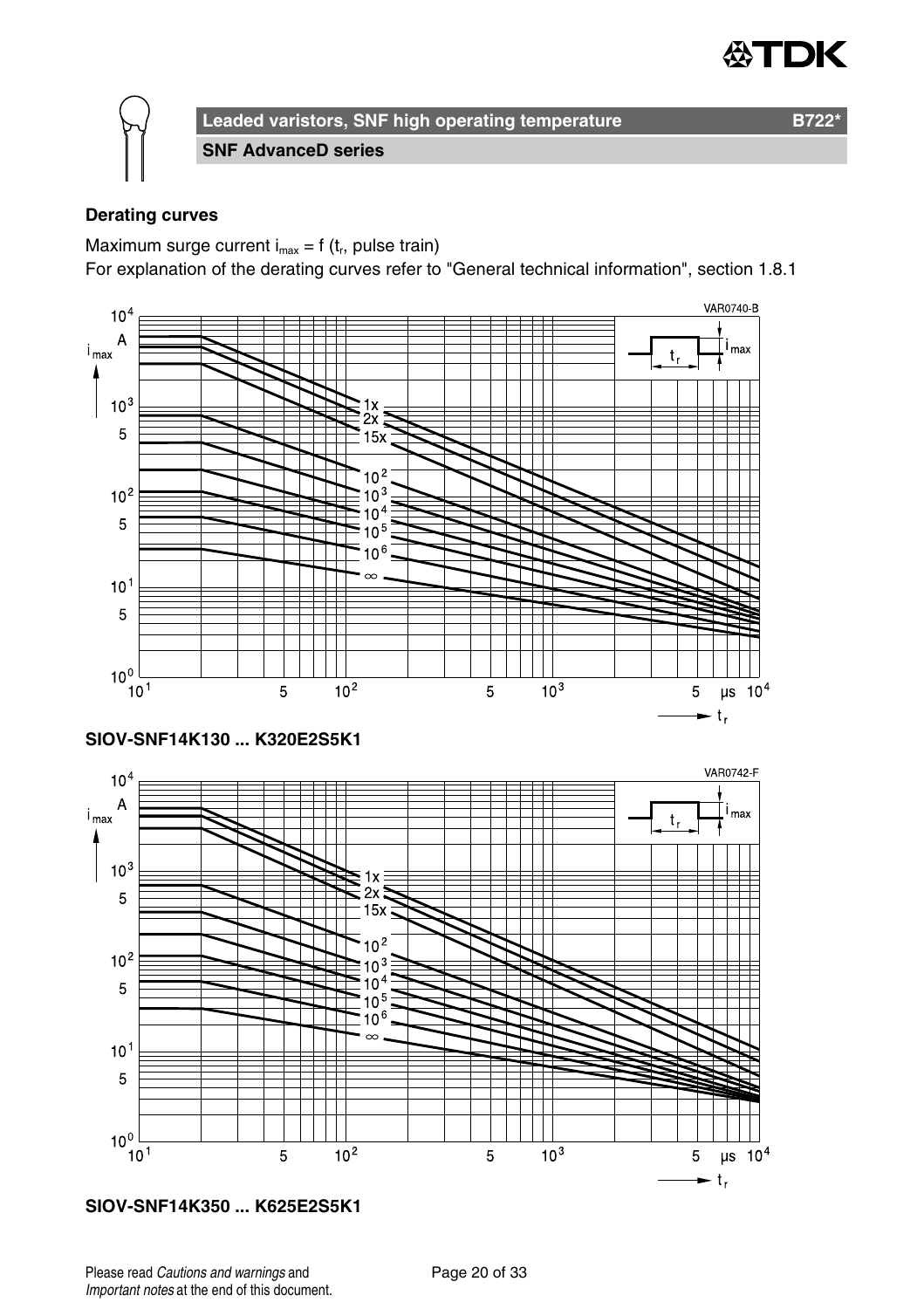**Leaded varistors, SNF high operating temperature** **B722***

**SNF AdvanceD series**

## Derating curves

Maximum surge current $i_{max} = f$ ($t_r$, pulse train)

For explanation of the derating curves refer to "General technical information", section 1.8.1

**SIOV-SNF14K130 ... K320E2S5K1**

**SIOV-SNF14K350 ... K625E2S5K1**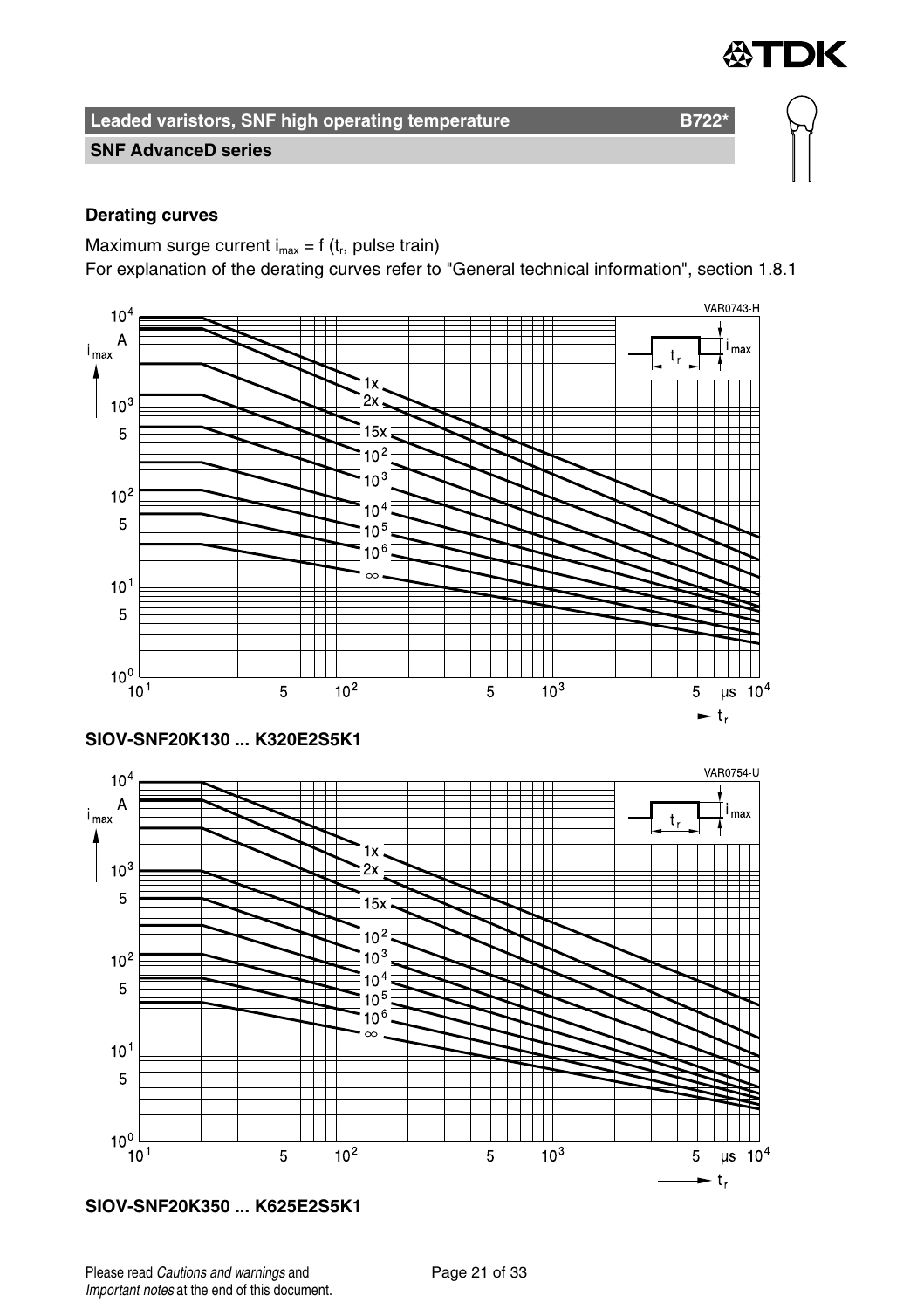**Leaded varistors, SNF high operating temperature** **B722***

**SNF AdvanceD series**

**Derating curves**

Maximum surge current $i_{max} = f$ ($t_r$, pulse train)

For explanation of the derating curves refer to "General technical information", section 1.8.1

**SIOV-SNF20K130 ... K320E2S5K1**

**SIOV-SNF20K350 ... K625E2S5K1**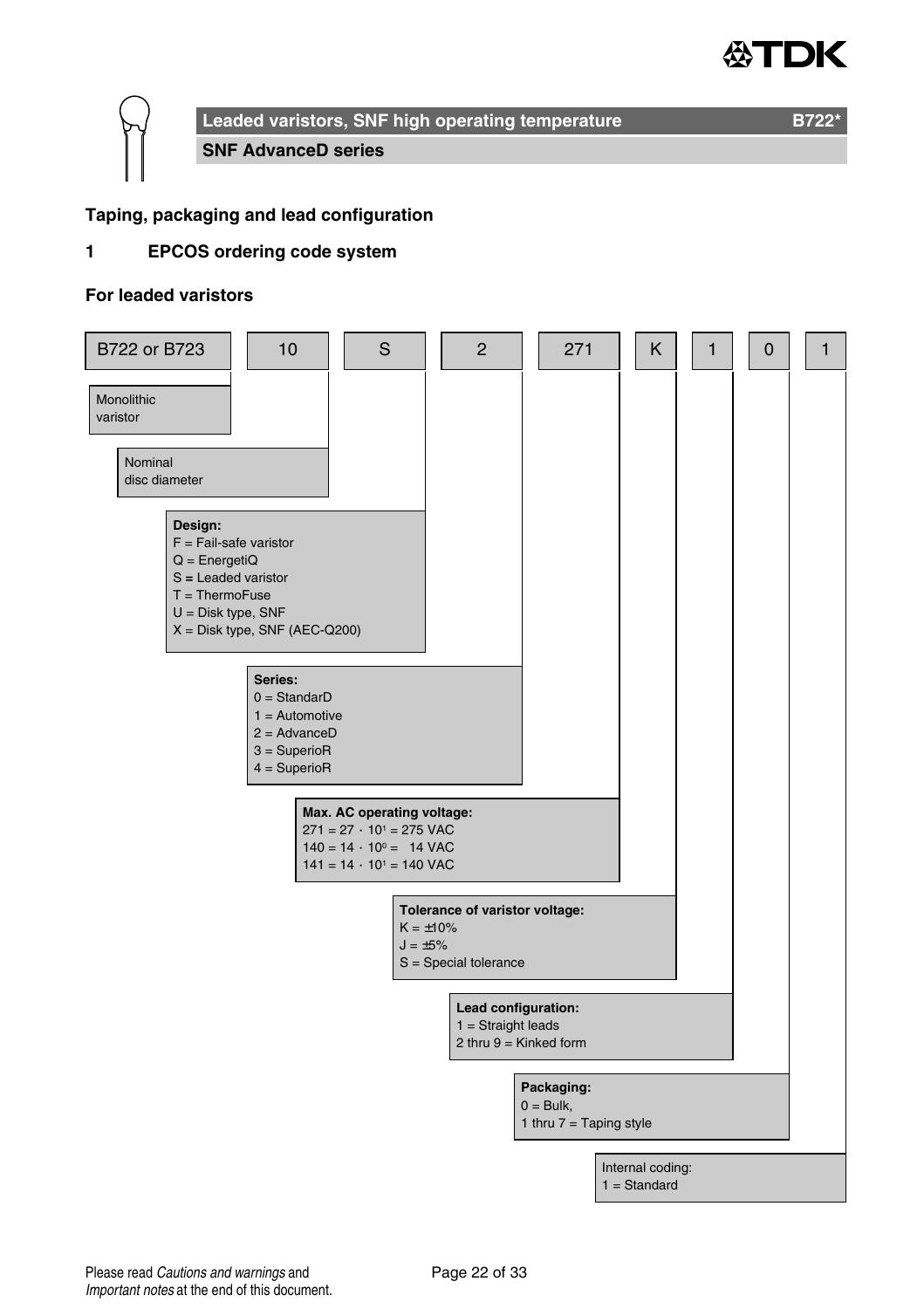## Taping, packaging and lead configuration

## 1 EPCOS ordering code system

### For leaded varistors

| B722 or B723 | 10 | S | 2 | 271 | K | 1 | 0 | 1 |
|---|---|---|---|---|---|---|---|---|

- **B722 or B723**: Monolithic varistor
- **10**: Nominal disc diameter
- **S** – **Design:**
  - F = Fail-safe varistor
  - Q = EnergetiQ
  - S = Leaded varistor
  - T = ThermoFuse
  - U = Disk type, SNF
  - X = Disk type, SNF (AEC-Q200)
- **2** – **Series:**
  - 0 = StandarD
  - 1 = Automotive
  - 2 = AdvanceD
  - 3 = SuperioR
  - 4 = SuperioR
- **271** – **Max. AC operating voltage:**
  - 271 = $27 \cdot 10^1$ = 275 VAC
  - 140 = $14 \cdot 10^0$ = 14 VAC
  - 141 = $14 \cdot 10^1$ = 140 VAC
- **K** – **Tolerance of varistor voltage:**
  - K = ±10%
  - J = ±5%
  - S = Special tolerance
- **1** – **Lead configuration:**
  - 1 = Straight leads
  - 2 thru 9 = Kinked form
- **0** – **Packaging:**
  - 0 = Bulk,
  - 1 thru 7 = Taping style
- **1** – Internal coding:
  - 1 = Standard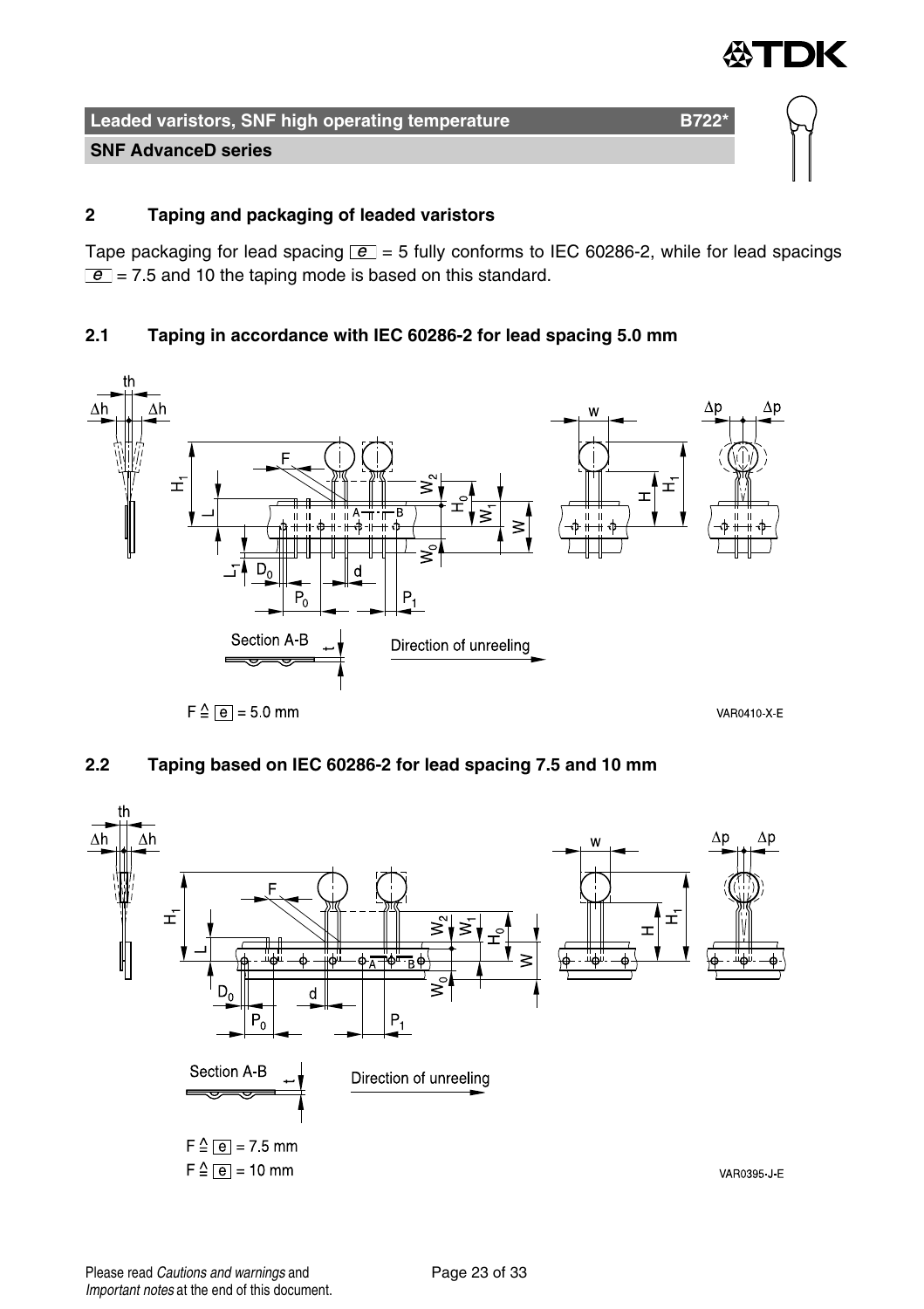## 2 Taping and packaging of leaded varistors

Tape packaging for lead spacing e = 5 fully conforms to IEC 60286-2, while for lead spacings e = 7.5 and 10 the taping mode is based on this standard.

### 2.1 Taping in accordance with IEC 60286-2 for lead spacing 5.0 mm

F ≙ e = 5.0 mm

VAR0410-X-E

### 2.2 Taping based on IEC 60286-2 for lead spacing 7.5 and 10 mm

F ≙ e = 7.5 mm

F ≙ e = 10 mm

VAR0395-J-E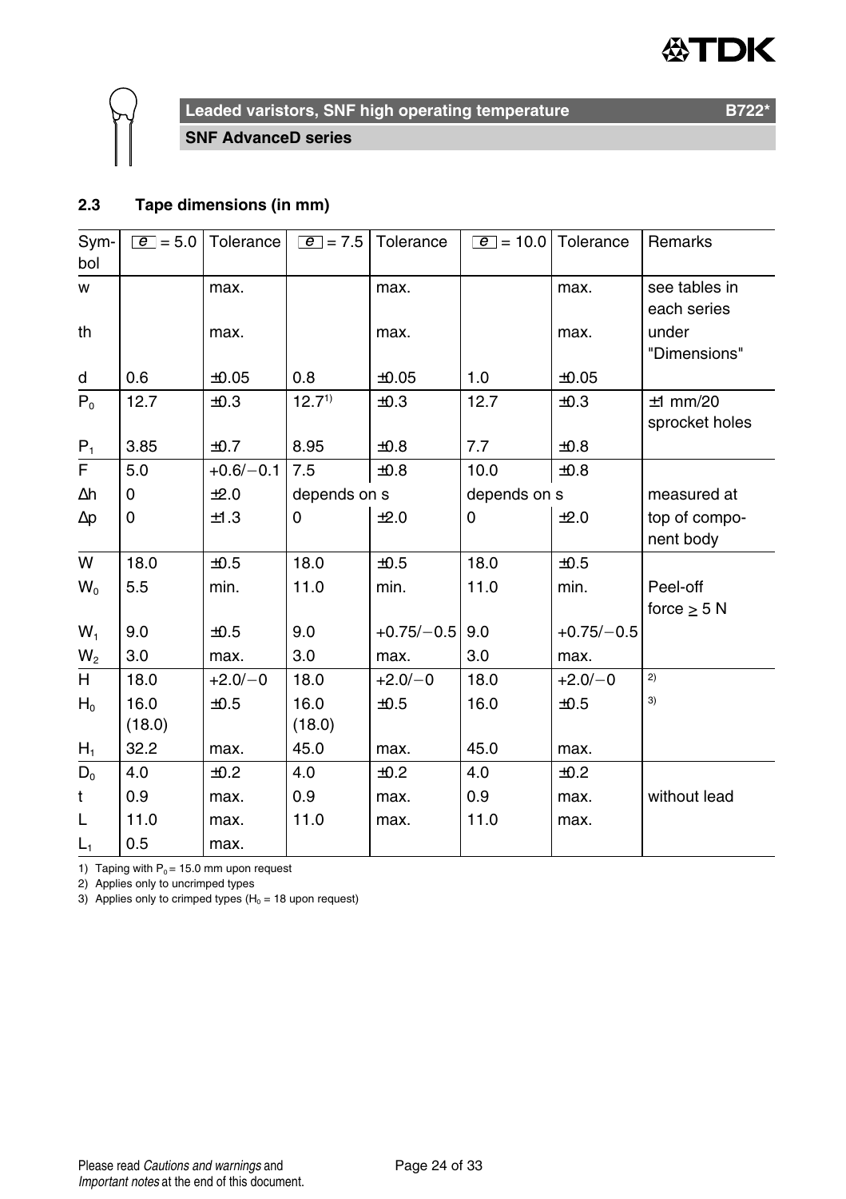## 2.3 Tape dimensions (in mm)

| Symbol | $e$ = 5.0 | Tolerance | $e$ = 7.5 | Tolerance | $e$ = 10.0 | Tolerance | Remarks |
|---|---|---|---|---|---|---|---|
| w | | max. | | max. | | max. | see tables in each series |
| th | | max. | | max. | | max. | under "Dimensions" |
| d | 0.6 | ±0.05 | 0.8 | ±0.05 | 1.0 | ±0.05 | |
| $P_0$ | 12.7 | ±0.3 | 12.7[1)] | ±0.3 | 12.7 | ±0.3 | ±1 mm/20 sprocket holes |
| $P_1$ | 3.85 | ±0.7 | 8.95 | ±0.8 | 7.7 | ±0.8 | |
| F | 5.0 | +0.6/−0.1 | 7.5 | ±0.8 | 10.0 | ±0.8 | |
| Δh | 0 | ±2.0 | depends on s | | depends on s | | measured at |
| Δp | 0 | ±1.3 | 0 | ±2.0 | 0 | ±2.0 | top of component body |
| W | 18.0 | ±0.5 | 18.0 | ±0.5 | 18.0 | ±0.5 | |
| $W_0$ | 5.5 | min. | 11.0 | min. | 11.0 | min. | Peel-off force ≥ 5 N |
| $W_1$ | 9.0 | ±0.5 | 9.0 | +0.75/−0.5 | 9.0 | +0.75/−0.5 | |
| $W_2$ | 3.0 | max. | 3.0 | max. | 3.0 | max. | |
| H | 18.0 | +2.0/−0 | 18.0 | +2.0/−0 | 18.0 | +2.0/−0 | 2) |
| $H_0$ | 16.0 (18.0) | ±0.5 | 16.0 (18.0) | ±0.5 | 16.0 | ±0.5 | 3) |
| $H_1$ | 32.2 | max. | 45.0 | max. | 45.0 | max. | |
| $D_0$ | 4.0 | ±0.2 | 4.0 | ±0.2 | 4.0 | ±0.2 | |
| t | 0.9 | max. | 0.9 | max. | 0.9 | max. | without lead |
| L | 11.0 | max. | 11.0 | max. | 11.0 | max. | |
| $L_1$ | 0.5 | max. | | | | | |

1) Taping with $P_0$ = 15.0 mm upon request

2) Applies only to uncrimped types

3) Applies only to crimped types ($H_0$ = 18 upon request)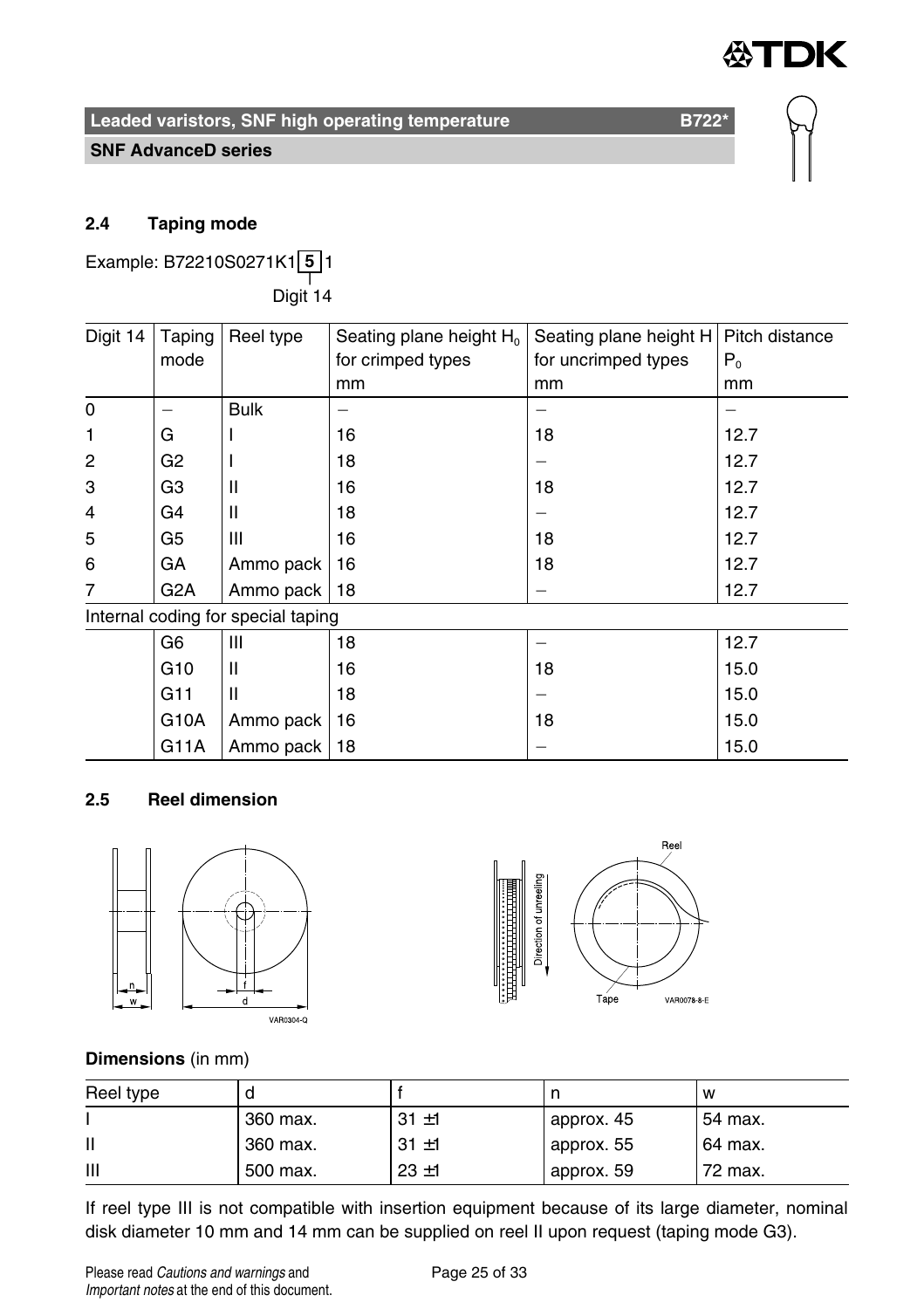## 2.4 Taping mode

Example: B72210S0271K1 **5** 1

Digit 14

| Digit 14 | Taping mode | Reel type | Seating plane height $H_0$ for crimped types mm | Seating plane height H for uncrimped types mm | Pitch distance $P_0$ mm |
|---|---|---|---|---|---|
| 0 | – | Bulk | – | – | – |
| 1 | G | I | 16 | 18 | 12.7 |
| 2 | G2 | I | 18 | – | 12.7 |
| 3 | G3 | II | 16 | 18 | 12.7 |
| 4 | G4 | II | 18 | – | 12.7 |
| 5 | G5 | III | 16 | 18 | 12.7 |
| 6 | GA | Ammo pack | 16 | 18 | 12.7 |
| 7 | G2A | Ammo pack | 18 | – | 12.7 |
| Internal coding for special taping | | | | | |
| | G6 | III | 18 | – | 12.7 |
| | G10 | II | 16 | 18 | 15.0 |
| | G11 | II | 18 | – | 15.0 |
| | G10A | Ammo pack | 16 | 18 | 15.0 |
| | G11A | Ammo pack | 18 | – | 15.0 |

## 2.5 Reel dimension

**Dimensions** (in mm)

| Reel type | d | f | n | w |
|---|---|---|---|---|
| I | 360 max. | 31 ±1 | approx. 45 | 54 max. |
| II | 360 max. | 31 ±1 | approx. 55 | 64 max. |
| III | 500 max. | 23 ±1 | approx. 59 | 72 max. |

If reel type III is not compatible with insertion equipment because of its large diameter, nominal disk diameter 10 mm and 14 mm can be supplied on reel II upon request (taping mode G3).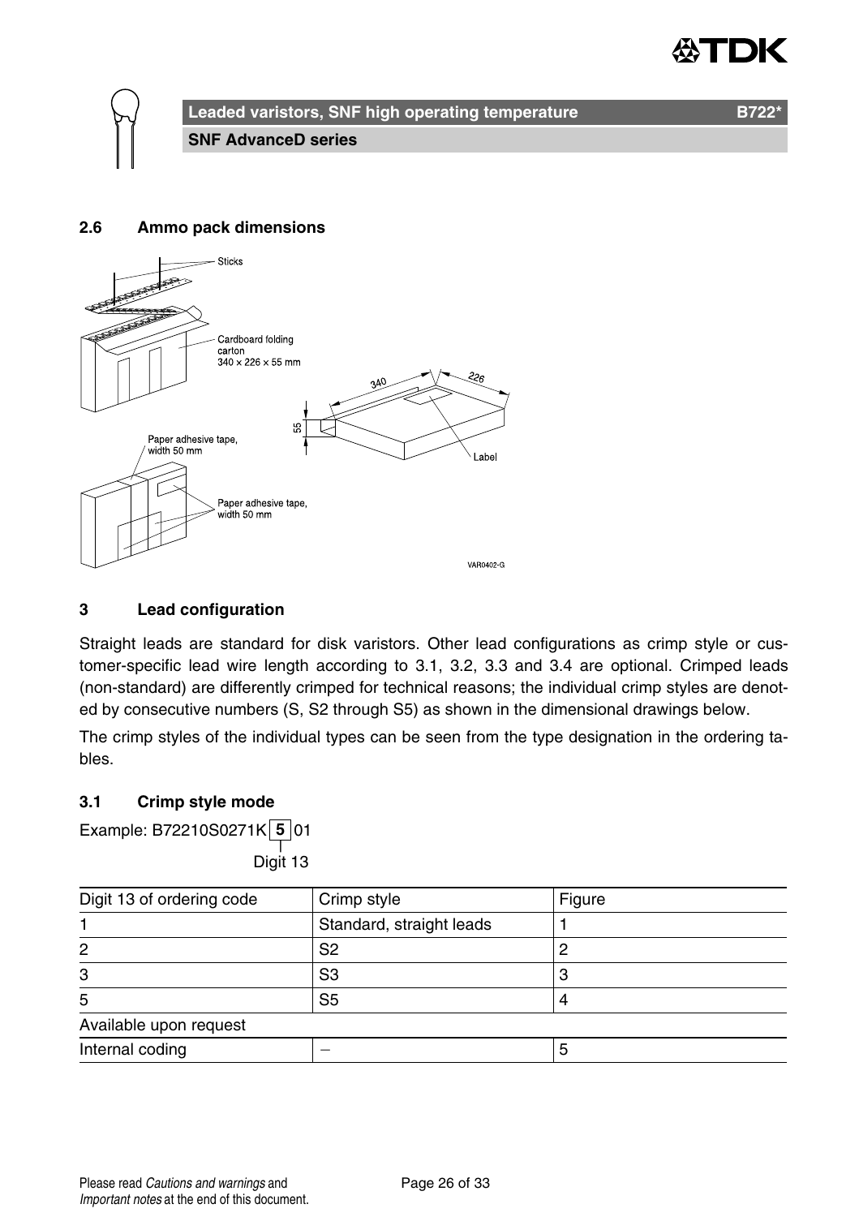## 2.6 Ammo pack dimensions

## 3 Lead configuration

Straight leads are standard for disk varistors. Other lead configurations as crimp style or customer-specific lead wire length according to 3.1, 3.2, 3.3 and 3.4 are optional. Crimped leads (non-standard) are differently crimped for technical reasons; the individual crimp styles are denoted by consecutive numbers (S, S2 through S5) as shown in the dimensional drawings below.

The crimp styles of the individual types can be seen from the type designation in the ordering tables.

### 3.1 Crimp style mode

Example: B72210S0271K **5** 01

Digit 13

| Digit 13 of ordering code | Crimp style | Figure |
|---|---|---|
| 1 | Standard, straight leads | 1 |
| 2 | S2 | 2 |
| 3 | S3 | 3 |
| 5 | S5 | 4 |
| Available upon request | | |
| Internal coding | – | 5 |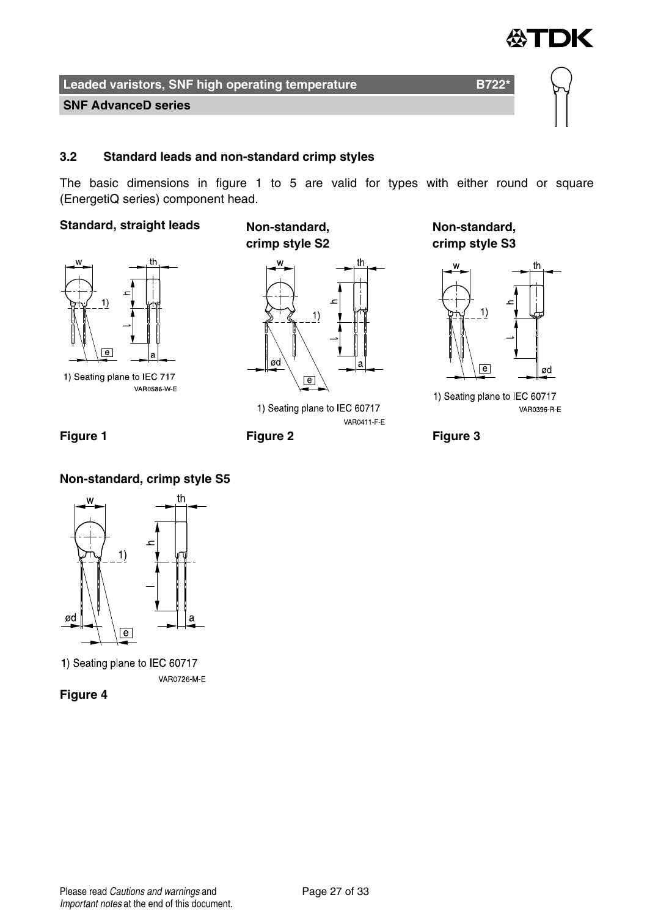### 3.2 Standard leads and non-standard crimp styles

The basic dimensions in figure 1 to 5 are valid for types with either round or square (EnergetiQ series) component head.

**Standard, straight leads**

1) Seating plane to IEC 717

VAR0586-W-E

**Figure 1**

**Non-standard, crimp style S2**

1) Seating plane to IEC 60717

VAR0411-F-E

**Figure 2**

**Non-standard, crimp style S3**

1) Seating plane to IEC 60717

VAR0396-R-E

**Figure 3**

**Non-standard, crimp style S5**

1) Seating plane to IEC 60717

VAR0726-M-E

**Figure 4**

Please read *Cautions and warnings* and *Important notes* at the end of this document.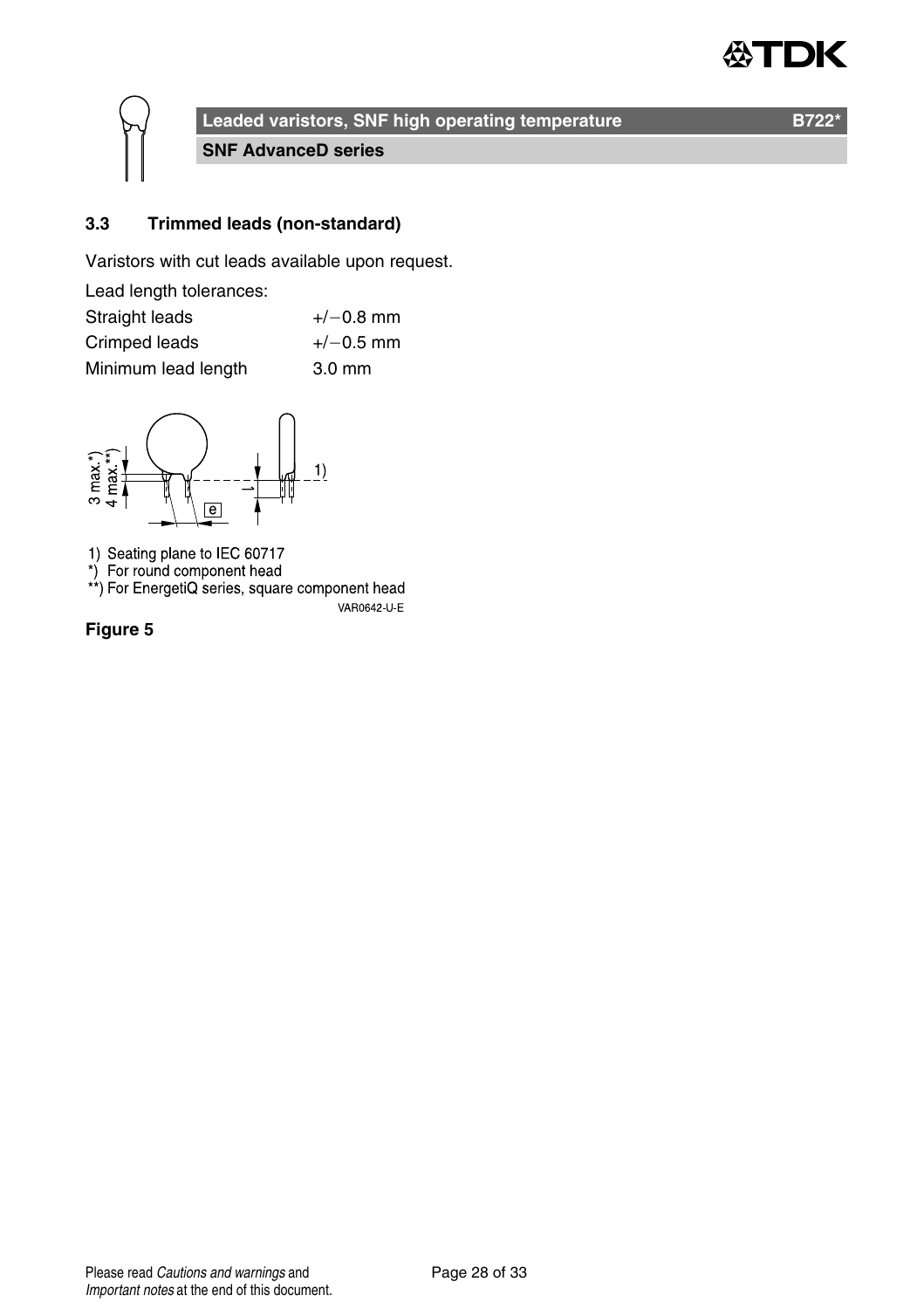### 3.3 Trimmed leads (non-standard)

Varistors with cut leads available upon request.

Lead length tolerances:

| | |
|---|---|
| Straight leads | +/−0.8 mm |
| Crimped leads | +/−0.5 mm |
| Minimum lead length | 3.0 mm |

1) Seating plane to IEC 60717
*) For round component head
**) For EnergetiQ series, square component head

VAR0642-U-E

**Figure 5**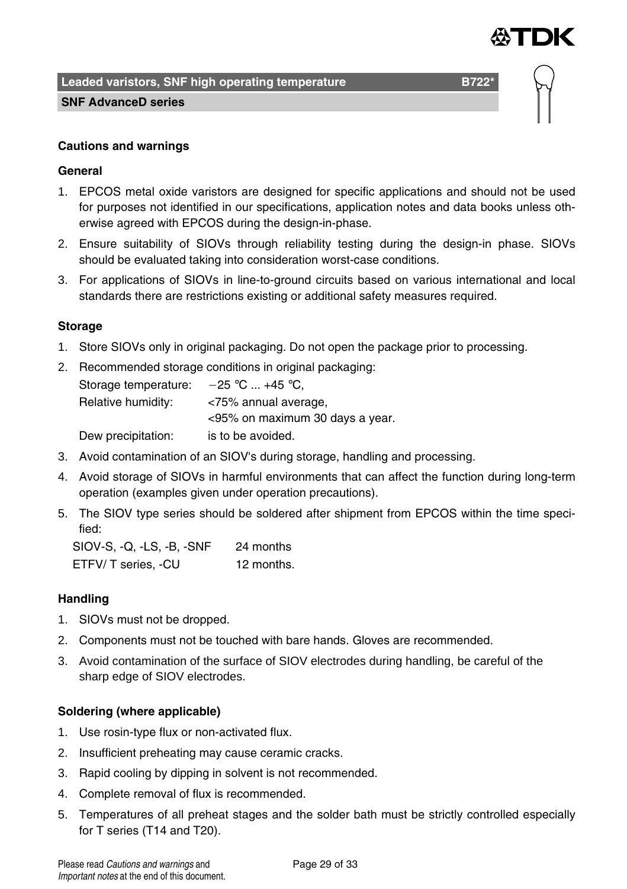## Cautions and warnings

### General

1. EPCOS metal oxide varistors are designed for specific applications and should not be used for purposes not identified in our specifications, application notes and data books unless otherwise agreed with EPCOS during the design-in-phase.
2. Ensure suitability of SIOVs through reliability testing during the design-in phase. SIOVs should be evaluated taking into consideration worst-case conditions.
3. For applications of SIOVs in line-to-ground circuits based on various international and local standards there are restrictions existing or additional safety measures required.

### Storage

1. Store SIOVs only in original packaging. Do not open the package prior to processing.
2. Recommended storage conditions in original packaging:

   | | |
   |---|---|
   | Storage temperature: | −25 °C ... +45 °C, |
   | Relative humidity: | <75% annual average, |
   | | <95% on maximum 30 days a year. |
   | Dew precipitation: | is to be avoided. |

3. Avoid contamination of an SIOV's during storage, handling and processing.
4. Avoid storage of SIOVs in harmful environments that can affect the function during long-term operation (examples given under operation precautions).
5. The SIOV type series should be soldered after shipment from EPCOS within the time specified:

   | | |
   |---|---|
   | SIOV-S, -Q, -LS, -B, -SNF | 24 months |
   | ETFV/ T series, -CU | 12 months. |

### Handling

1. SIOVs must not be dropped.
2. Components must not be touched with bare hands. Gloves are recommended.
3. Avoid contamination of the surface of SIOV electrodes during handling, be careful of the sharp edge of SIOV electrodes.

### Soldering (where applicable)

1. Use rosin-type flux or non-activated flux.
2. Insufficient preheating may cause ceramic cracks.
3. Rapid cooling by dipping in solvent is not recommended.
4. Complete removal of flux is recommended.
5. Temperatures of all preheat stages and the solder bath must be strictly controlled especially for T series (T14 and T20).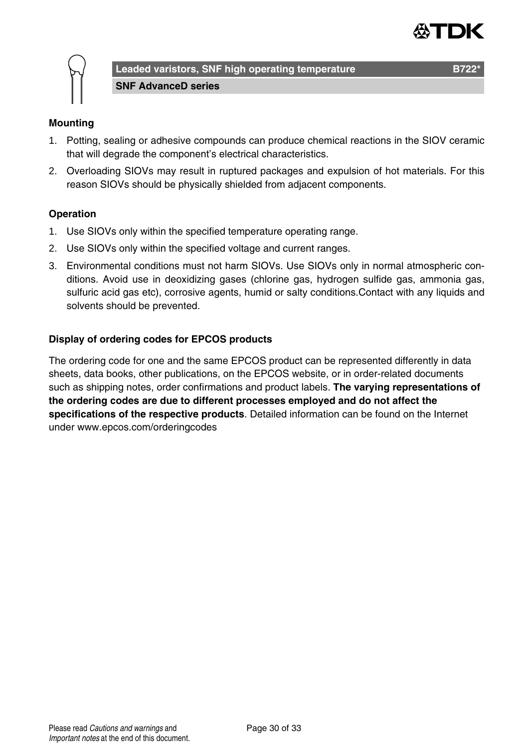**Mounting**

1. Potting, sealing or adhesive compounds can produce chemical reactions in the SIOV ceramic that will degrade the component's electrical characteristics.
2. Overloading SIOVs may result in ruptured packages and expulsion of hot materials. For this reason SIOVs should be physically shielded from adjacent components.

**Operation**

1. Use SIOVs only within the specified temperature operating range.
2. Use SIOVs only within the specified voltage and current ranges.
3. Environmental conditions must not harm SIOVs. Use SIOVs only in normal atmospheric conditions. Avoid use in deoxidizing gases (chlorine gas, hydrogen sulfide gas, ammonia gas, sulfuric acid gas etc), corrosive agents, humid or salty conditions.Contact with any liquids and solvents should be prevented.

**Display of ordering codes for EPCOS products**

The ordering code for one and the same EPCOS product can be represented differently in data sheets, data books, other publications, on the EPCOS website, or in order-related documents such as shipping notes, order confirmations and product labels. **The varying representations of the ordering codes are due to different processes employed and do not affect the specifications of the respective products**. Detailed information can be found on the Internet under www.epcos.com/orderingcodes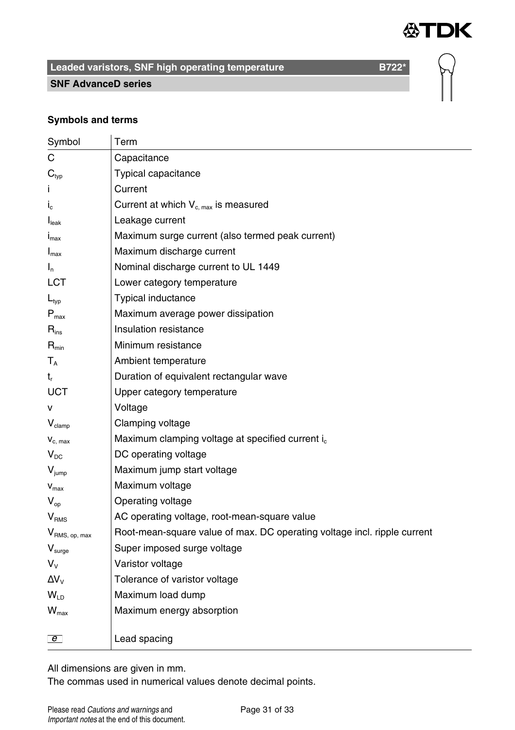## Leaded varistors, SNF high operating temperature B722*

### SNF AdvanceD series

**Symbols and terms**

| Symbol | Term |
|---|---|
| $C$ | Capacitance |
| $C_{typ}$ | Typical capacitance |
| $i$ | Current |
| $i_c$ | Current at which $V_{c, max}$ is measured |
| $I_{leak}$ | Leakage current |
| $i_{max}$ | Maximum surge current (also termed peak current) |
| $I_{max}$ | Maximum discharge current |
| $I_n$ | Nominal discharge current to UL 1449 |
| LCT | Lower category temperature |
| $L_{typ}$ | Typical inductance |
| $P_{max}$ | Maximum average power dissipation |
| $R_{ins}$ | Insulation resistance |
| $R_{min}$ | Minimum resistance |
| $T_A$ | Ambient temperature |
| $t_r$ | Duration of equivalent rectangular wave |
| UCT | Upper category temperature |
| $v$ | Voltage |
| $V_{clamp}$ | Clamping voltage |
| $v_{c, max}$ | Maximum clamping voltage at specified current $i_c$ |
| $V_{DC}$ | DC operating voltage |
| $V_{jump}$ | Maximum jump start voltage |
| $v_{max}$ | Maximum voltage |
| $V_{op}$ | Operating voltage |
| $V_{RMS}$ | AC operating voltage, root-mean-square value |
| $V_{RMS, op, max}$ | Root-mean-square value of max. DC operating voltage incl. ripple current |
| $V_{surge}$ | Super imposed surge voltage |
| $V_V$ | Varistor voltage |
| $\Delta V_V$ | Tolerance of varistor voltage |
| $W_{LD}$ | Maximum load dump |
| $W_{max}$ | Maximum energy absorption |
| $e$ | Lead spacing |

All dimensions are given in mm.
The commas used in numerical values denote decimal points.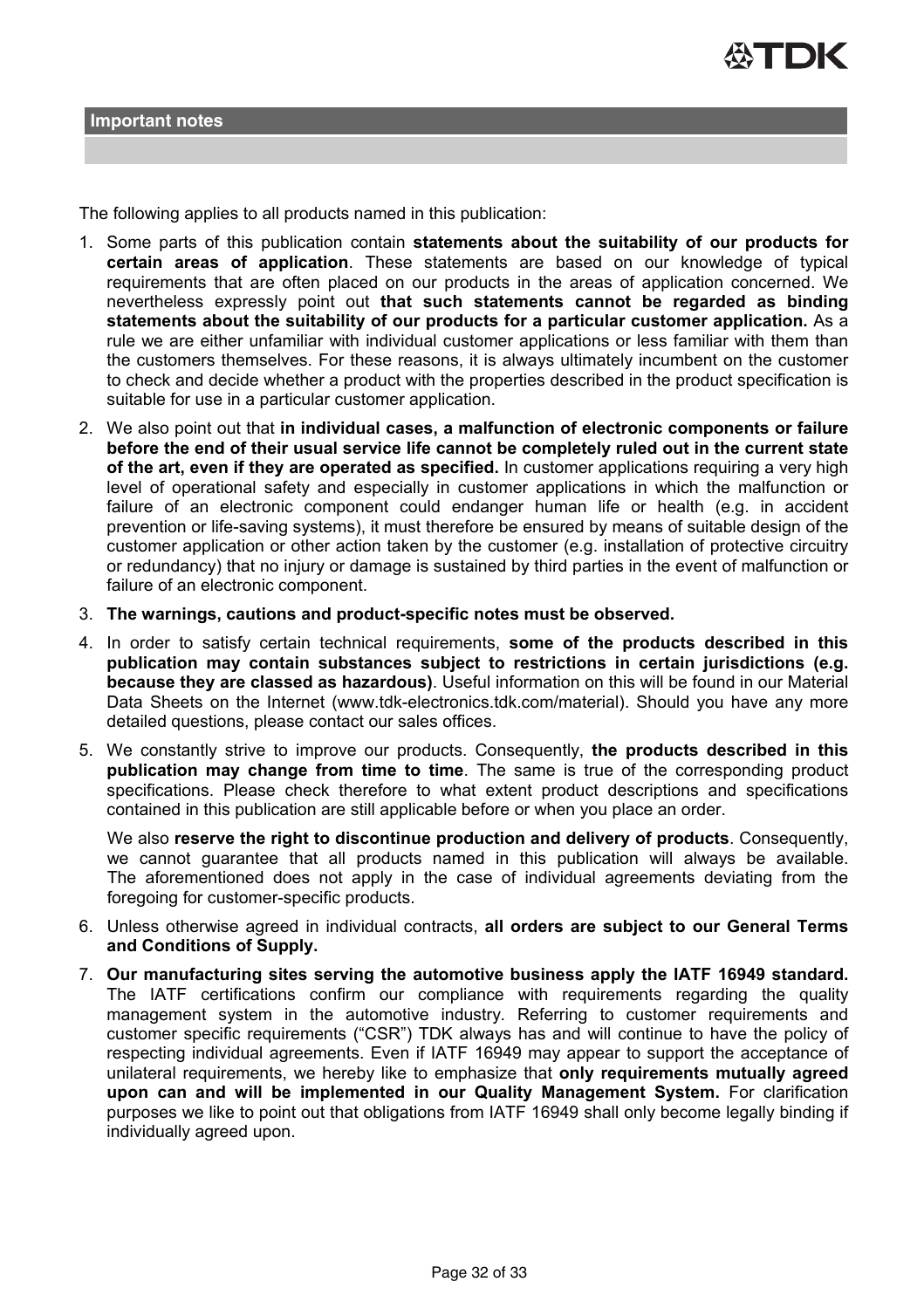## Important notes

The following applies to all products named in this publication:

1. Some parts of this publication contain **statements about the suitability of our products for certain areas of application**. These statements are based on our knowledge of typical requirements that are often placed on our products in the areas of application concerned. We nevertheless expressly point out **that such statements cannot be regarded as binding statements about the suitability of our products for a particular customer application.** As a rule we are either unfamiliar with individual customer applications or less familiar with them than the customers themselves. For these reasons, it is always ultimately incumbent on the customer to check and decide whether a product with the properties described in the product specification is suitable for use in a particular customer application.
2. We also point out that **in individual cases, a malfunction of electronic components or failure before the end of their usual service life cannot be completely ruled out in the current state of the art, even if they are operated as specified.** In customer applications requiring a very high level of operational safety and especially in customer applications in which the malfunction or failure of an electronic component could endanger human life or health (e.g. in accident prevention or life-saving systems), it must therefore be ensured by means of suitable design of the customer application or other action taken by the customer (e.g. installation of protective circuitry or redundancy) that no injury or damage is sustained by third parties in the event of malfunction or failure of an electronic component.
3. **The warnings, cautions and product-specific notes must be observed.**
4. In order to satisfy certain technical requirements, **some of the products described in this publication may contain substances subject to restrictions in certain jurisdictions (e.g. because they are classed as hazardous)**. Useful information on this will be found in our Material Data Sheets on the Internet (www.tdk-electronics.tdk.com/material). Should you have any more detailed questions, please contact our sales offices.
5. We constantly strive to improve our products. Consequently, **the products described in this publication may change from time to time**. The same is true of the corresponding product specifications. Please check therefore to what extent product descriptions and specifications contained in this publication are still applicable before or when you place an order.

   We also **reserve the right to discontinue production and delivery of products**. Consequently, we cannot guarantee that all products named in this publication will always be available. The aforementioned does not apply in the case of individual agreements deviating from the foregoing for customer-specific products.
6. Unless otherwise agreed in individual contracts, **all orders are subject to our General Terms and Conditions of Supply.**
7. **Our manufacturing sites serving the automotive business apply the IATF 16949 standard.** The IATF certifications confirm our compliance with requirements regarding the quality management system in the automotive industry. Referring to customer requirements and customer specific requirements ("CSR") TDK always has and will continue to have the policy of respecting individual agreements. Even if IATF 16949 may appear to support the acceptance of unilateral requirements, we hereby like to emphasize that **only requirements mutually agreed upon can and will be implemented in our Quality Management System.** For clarification purposes we like to point out that obligations from IATF 16949 shall only become legally binding if individually agreed upon.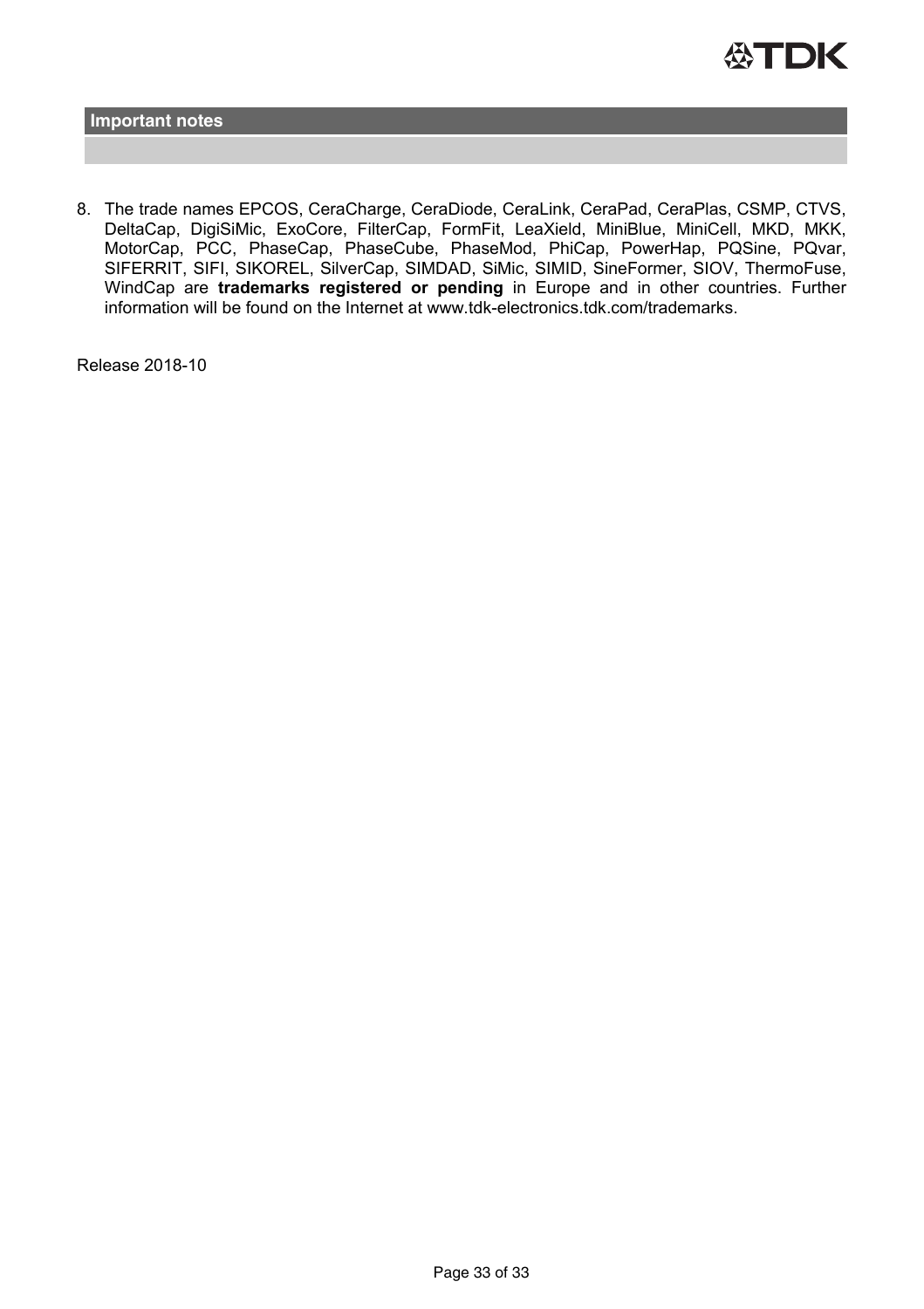## Important notes

8. The trade names EPCOS, CeraCharge, CeraDiode, CeraLink, CeraPad, CeraPlas, CSMP, CTVS, DeltaCap, DigiSiMic, ExoCore, FilterCap, FormFit, LeaXield, MiniBlue, MiniCell, MKD, MKK, MotorCap, PCC, PhaseCap, PhaseCube, PhaseMod, PhiCap, PowerHap, PQSine, PQvar, SIFERRIT, SIFI, SIKOREL, SilverCap, SIMDAD, SiMic, SIMID, SineFormer, SIOV, ThermoFuse, WindCap are **trademarks registered or pending** in Europe and in other countries. Further information will be found on the Internet at www.tdk-electronics.tdk.com/trademarks.

Release 2018-10